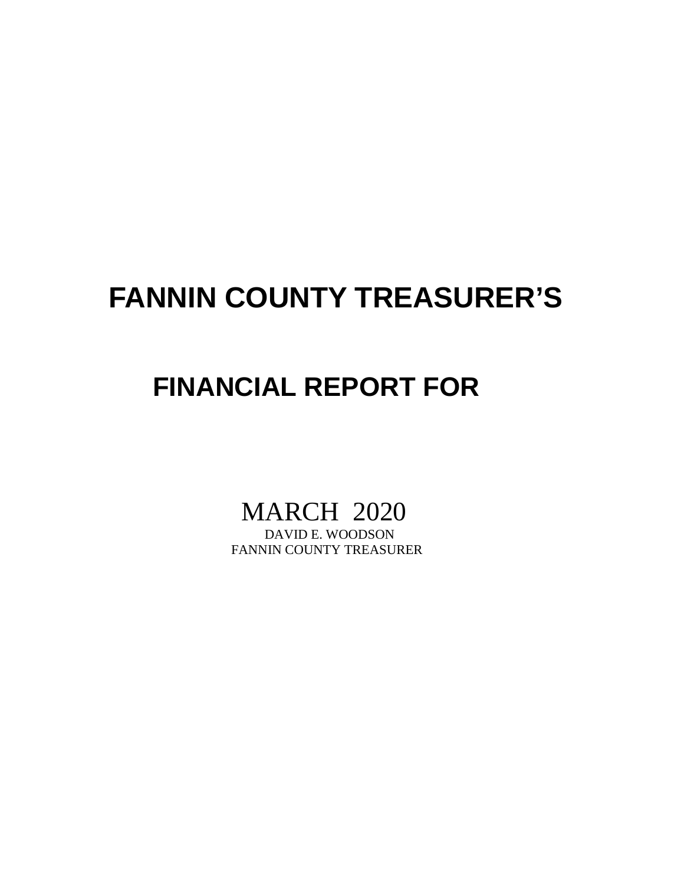# FANNIN COUNTY TREASURER'S

## FINANCIAL REPORT FOR

MARCH 2020

DAVID E. WOODSON

FANNIN COUNTY TREASURER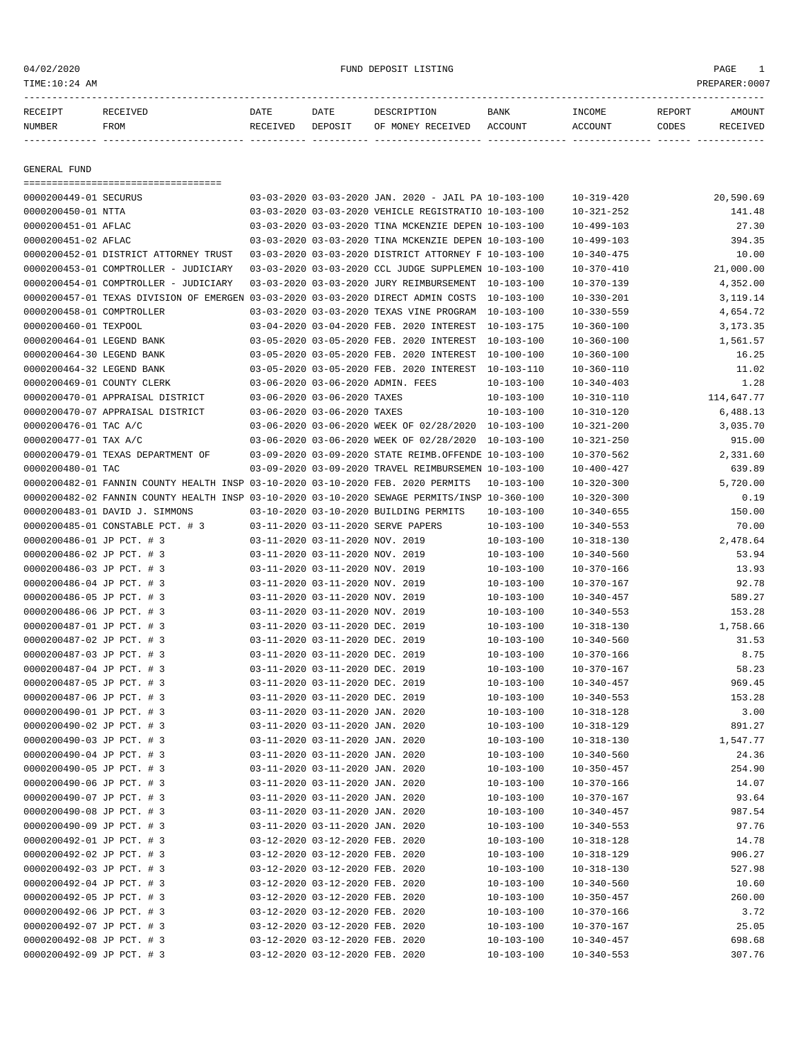FUND DEPOSIT LISTING

| RECEIPT NUMBER | RECEIVED FROM | DATE RECEIVED | DATE DEPOSIT | DESCRIPTION OF MONEY RECEIVED | BANK ACCOUNT | INCOME ACCOUNT | REPORT CODES | AMOUNT RECEIVED |
|---|---|---|---|---|---|---|---|---|

## GENERAL FUND

| RECEIPT NUMBER | RECEIVED FROM | DATE RECEIVED | DATE DEPOSIT | DESCRIPTION OF MONEY RECEIVED | BANK ACCOUNT | INCOME ACCOUNT | REPORT CODES | AMOUNT RECEIVED |
|---|---|---|---|---|---|---|---|---|
| 0000200449-01 | SECURUS | 03-03-2020 | 03-03-2020 | JAN. 2020 - JAIL PA | 10-103-100 | 10-319-420 | | 20,590.69 |
| 0000200450-01 | NTTA | 03-03-2020 | 03-03-2020 | VEHICLE REGISTRATIO | 10-103-100 | 10-321-252 | | 141.48 |
| 0000200451-01 | AFLAC | 03-03-2020 | 03-03-2020 | TINA MCKENZIE DEPEN | 10-103-100 | 10-499-103 | | 27.30 |
| 0000200451-02 | AFLAC | 03-03-2020 | 03-03-2020 | TINA MCKENZIE DEPEN | 10-103-100 | 10-499-103 | | 394.35 |
| 0000200452-01 | DISTRICT ATTORNEY TRUST | 03-03-2020 | 03-03-2020 | DISTRICT ATTORNEY F | 10-103-100 | 10-340-475 | | 10.00 |
| 0000200453-01 | COMPTROLLER - JUDICIARY | 03-03-2020 | 03-03-2020 | CCL JUDGE SUPPLEMEN | 10-103-100 | 10-370-410 | | 21,000.00 |
| 0000200454-01 | COMPTROLLER - JUDICIARY | 03-03-2020 | 03-03-2020 | JURY REIMBURSEMENT | 10-103-100 | 10-370-139 | | 4,352.00 |
| 0000200457-01 | TEXAS DIVISION OF EMERGEN | 03-03-2020 | 03-03-2020 | DIRECT ADMIN COSTS | 10-103-100 | 10-330-201 | | 3,119.14 |
| 0000200458-01 | COMPTROLLER | 03-03-2020 | 03-03-2020 | TEXAS VINE PROGRAM | 10-103-100 | 10-330-559 | | 4,654.72 |
| 0000200460-01 | TEXPOOL | 03-04-2020 | 03-04-2020 | FEB. 2020 INTEREST | 10-103-175 | 10-360-100 | | 3,173.35 |
| 0000200464-01 | LEGEND BANK | 03-05-2020 | 03-05-2020 | FEB. 2020 INTEREST | 10-103-100 | 10-360-100 | | 1,561.57 |
| 0000200464-30 | LEGEND BANK | 03-05-2020 | 03-05-2020 | FEB. 2020 INTEREST | 10-100-100 | 10-360-100 | | 16.25 |
| 0000200464-32 | LEGEND BANK | 03-05-2020 | 03-05-2020 | FEB. 2020 INTEREST | 10-103-110 | 10-360-110 | | 11.02 |
| 0000200469-01 | COUNTY CLERK | 03-06-2020 | 03-06-2020 | ADMIN. FEES | 10-103-100 | 10-340-403 | | 1.28 |
| 0000200470-01 | APPRAISAL DISTRICT | 03-06-2020 | 03-06-2020 | TAXES | 10-103-100 | 10-310-110 | | 114,647.77 |
| 0000200470-07 | APPRAISAL DISTRICT | 03-06-2020 | 03-06-2020 | TAXES | 10-103-100 | 10-310-120 | | 6,488.13 |
| 0000200476-01 | TAC A/C | 03-06-2020 | 03-06-2020 | WEEK OF 02/28/2020 | 10-103-100 | 10-321-200 | | 3,035.70 |
| 0000200477-01 | TAX A/C | 03-06-2020 | 03-06-2020 | WEEK OF 02/28/2020 | 10-103-100 | 10-321-250 | | 915.00 |
| 0000200479-01 | TEXAS DEPARTMENT OF | 03-09-2020 | 03-09-2020 | STATE REIMB.OFFENDE | 10-103-100 | 10-370-562 | | 2,331.60 |
| 0000200480-01 | TAC | 03-09-2020 | 03-09-2020 | TRAVEL REIMBURSEMEN | 10-103-100 | 10-400-427 | | 639.89 |
| 0000200482-01 | FANNIN COUNTY HEALTH INSP | 03-10-2020 | 03-10-2020 | FEB. 2020 PERMITS | 10-103-100 | 10-320-300 | | 5,720.00 |
| 0000200482-02 | FANNIN COUNTY HEALTH INSP | 03-10-2020 | 03-10-2020 | SEWAGE PERMITS/INSP | 10-360-100 | 10-320-300 | | 0.19 |
| 0000200483-01 | DAVID J. SIMMONS | 03-10-2020 | 03-10-2020 | BUILDING PERMITS | 10-103-100 | 10-340-655 | | 150.00 |
| 0000200485-01 | CONSTABLE PCT. # 3 | 03-11-2020 | 03-11-2020 | SERVE PAPERS | 10-103-100 | 10-340-553 | | 70.00 |
| 0000200486-01 | JP PCT. # 3 | 03-11-2020 | 03-11-2020 | NOV. 2019 | 10-103-100 | 10-318-130 | | 2,478.64 |
| 0000200486-02 | JP PCT. # 3 | 03-11-2020 | 03-11-2020 | NOV. 2019 | 10-103-100 | 10-340-560 | | 53.94 |
| 0000200486-03 | JP PCT. # 3 | 03-11-2020 | 03-11-2020 | NOV. 2019 | 10-103-100 | 10-370-166 | | 13.93 |
| 0000200486-04 | JP PCT. # 3 | 03-11-2020 | 03-11-2020 | NOV. 2019 | 10-103-100 | 10-370-167 | | 92.78 |
| 0000200486-05 | JP PCT. # 3 | 03-11-2020 | 03-11-2020 | NOV. 2019 | 10-103-100 | 10-340-457 | | 589.27 |
| 0000200486-06 | JP PCT. # 3 | 03-11-2020 | 03-11-2020 | NOV. 2019 | 10-103-100 | 10-340-553 | | 153.28 |
| 0000200487-01 | JP PCT. # 3 | 03-11-2020 | 03-11-2020 | DEC. 2019 | 10-103-100 | 10-318-130 | | 1,758.66 |
| 0000200487-02 | JP PCT. # 3 | 03-11-2020 | 03-11-2020 | DEC. 2019 | 10-103-100 | 10-340-560 | | 31.53 |
| 0000200487-03 | JP PCT. # 3 | 03-11-2020 | 03-11-2020 | DEC. 2019 | 10-103-100 | 10-370-166 | | 8.75 |
| 0000200487-04 | JP PCT. # 3 | 03-11-2020 | 03-11-2020 | DEC. 2019 | 10-103-100 | 10-370-167 | | 58.23 |
| 0000200487-05 | JP PCT. # 3 | 03-11-2020 | 03-11-2020 | DEC. 2019 | 10-103-100 | 10-340-457 | | 969.45 |
| 0000200487-06 | JP PCT. # 3 | 03-11-2020 | 03-11-2020 | DEC. 2019 | 10-103-100 | 10-340-553 | | 153.28 |
| 0000200490-01 | JP PCT. # 3 | 03-11-2020 | 03-11-2020 | JAN. 2020 | 10-103-100 | 10-318-128 | | 3.00 |
| 0000200490-02 | JP PCT. # 3 | 03-11-2020 | 03-11-2020 | JAN. 2020 | 10-103-100 | 10-318-129 | | 891.27 |
| 0000200490-03 | JP PCT. # 3 | 03-11-2020 | 03-11-2020 | JAN. 2020 | 10-103-100 | 10-318-130 | | 1,547.77 |
| 0000200490-04 | JP PCT. # 3 | 03-11-2020 | 03-11-2020 | JAN. 2020 | 10-103-100 | 10-340-560 | | 24.36 |
| 0000200490-05 | JP PCT. # 3 | 03-11-2020 | 03-11-2020 | JAN. 2020 | 10-103-100 | 10-350-457 | | 254.90 |
| 0000200490-06 | JP PCT. # 3 | 03-11-2020 | 03-11-2020 | JAN. 2020 | 10-103-100 | 10-370-166 | | 14.07 |
| 0000200490-07 | JP PCT. # 3 | 03-11-2020 | 03-11-2020 | JAN. 2020 | 10-103-100 | 10-370-167 | | 93.64 |
| 0000200490-08 | JP PCT. # 3 | 03-11-2020 | 03-11-2020 | JAN. 2020 | 10-103-100 | 10-340-457 | | 987.54 |
| 0000200490-09 | JP PCT. # 3 | 03-11-2020 | 03-11-2020 | JAN. 2020 | 10-103-100 | 10-340-553 | | 97.76 |
| 0000200492-01 | JP PCT. # 3 | 03-12-2020 | 03-12-2020 | FEB. 2020 | 10-103-100 | 10-318-128 | | 14.78 |
| 0000200492-02 | JP PCT. # 3 | 03-12-2020 | 03-12-2020 | FEB. 2020 | 10-103-100 | 10-318-129 | | 906.27 |
| 0000200492-03 | JP PCT. # 3 | 03-12-2020 | 03-12-2020 | FEB. 2020 | 10-103-100 | 10-318-130 | | 527.98 |
| 0000200492-04 | JP PCT. # 3 | 03-12-2020 | 03-12-2020 | FEB. 2020 | 10-103-100 | 10-340-560 | | 10.60 |
| 0000200492-05 | JP PCT. # 3 | 03-12-2020 | 03-12-2020 | FEB. 2020 | 10-103-100 | 10-350-457 | | 260.00 |
| 0000200492-06 | JP PCT. # 3 | 03-12-2020 | 03-12-2020 | FEB. 2020 | 10-103-100 | 10-370-166 | | 3.72 |
| 0000200492-07 | JP PCT. # 3 | 03-12-2020 | 03-12-2020 | FEB. 2020 | 10-103-100 | 10-370-167 | | 25.05 |
| 0000200492-08 | JP PCT. # 3 | 03-12-2020 | 03-12-2020 | FEB. 2020 | 10-103-100 | 10-340-457 | | 698.68 |
| 0000200492-09 | JP PCT. # 3 | 03-12-2020 | 03-12-2020 | FEB. 2020 | 10-103-100 | 10-340-553 | | 307.76 |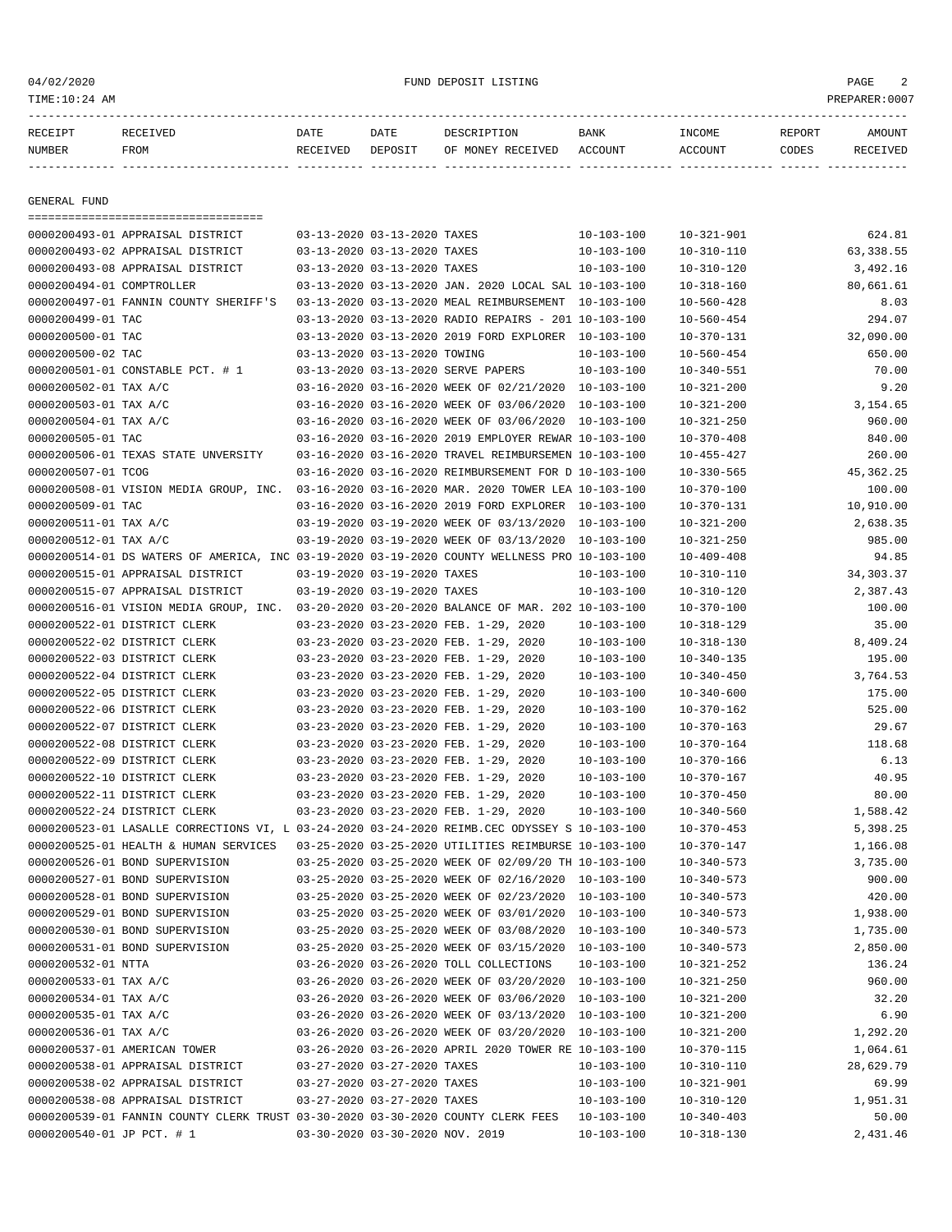| RECEIPT NUMBER | RECEIVED FROM | DATE RECEIVED | DATE DEPOSIT | DESCRIPTION OF MONEY RECEIVED | BANK ACCOUNT | INCOME ACCOUNT | REPORT CODES | AMOUNT RECEIVED |
|---|---|---|---|---|---|---|---|---|

GENERAL FUND

| RECEIPT NUMBER | RECEIVED FROM | DATE RECEIVED | DATE DEPOSIT | DESCRIPTION OF MONEY RECEIVED | BANK ACCOUNT | INCOME ACCOUNT | REPORT CODES | AMOUNT RECEIVED |
|---|---|---|---|---|---|---|---|---|
| 0000200493-01 | APPRAISAL DISTRICT | 03-13-2020 | 03-13-2020 | TAXES | 10-103-100 | 10-321-901 | | 624.81 |
| 0000200493-02 | APPRAISAL DISTRICT | 03-13-2020 | 03-13-2020 | TAXES | 10-103-100 | 10-310-110 | | 63,338.55 |
| 0000200493-08 | APPRAISAL DISTRICT | 03-13-2020 | 03-13-2020 | TAXES | 10-103-100 | 10-310-120 | | 3,492.16 |
| 0000200494-01 | COMPTROLLER | 03-13-2020 | 03-13-2020 | JAN. 2020 LOCAL SAL | 10-103-100 | 10-318-160 | | 80,661.61 |
| 0000200497-01 | FANNIN COUNTY SHERIFF'S | 03-13-2020 | 03-13-2020 | MEAL REIMBURSEMENT | 10-103-100 | 10-560-428 | | 8.03 |
| 0000200499-01 | TAC | 03-13-2020 | 03-13-2020 | RADIO REPAIRS - 201 | 10-103-100 | 10-560-454 | | 294.07 |
| 0000200500-01 | TAC | 03-13-2020 | 03-13-2020 | 2019 FORD EXPLORER | 10-103-100 | 10-370-131 | | 32,090.00 |
| 0000200500-02 | TAC | 03-13-2020 | 03-13-2020 | TOWING | 10-103-100 | 10-560-454 | | 650.00 |
| 0000200501-01 | CONSTABLE PCT. # 1 | 03-13-2020 | 03-13-2020 | SERVE PAPERS | 10-103-100 | 10-340-551 | | 70.00 |
| 0000200502-01 | TAX A/C | 03-16-2020 | 03-16-2020 | WEEK OF 02/21/2020 | 10-103-100 | 10-321-200 | | 9.20 |
| 0000200503-01 | TAX A/C | 03-16-2020 | 03-16-2020 | WEEK OF 03/06/2020 | 10-103-100 | 10-321-200 | | 3,154.65 |
| 0000200504-01 | TAX A/C | 03-16-2020 | 03-16-2020 | WEEK OF 03/06/2020 | 10-103-100 | 10-321-250 | | 960.00 |
| 0000200505-01 | TAC | 03-16-2020 | 03-16-2020 | 2019 EMPLOYER REWAR | 10-103-100 | 10-370-408 | | 840.00 |
| 0000200506-01 | TEXAS STATE UNVERSITY | 03-16-2020 | 03-16-2020 | TRAVEL REIMBURSEMEN | 10-103-100 | 10-455-427 | | 260.00 |
| 0000200507-01 | TCOG | 03-16-2020 | 03-16-2020 | REIMBURSEMENT FOR D | 10-103-100 | 10-330-565 | | 45,362.25 |
| 0000200508-01 | VISION MEDIA GROUP, INC. | 03-16-2020 | 03-16-2020 | MAR. 2020 TOWER LEA | 10-103-100 | 10-370-100 | | 100.00 |
| 0000200509-01 | TAC | 03-16-2020 | 03-16-2020 | 2019 FORD EXPLORER | 10-103-100 | 10-370-131 | | 10,910.00 |
| 0000200511-01 | TAX A/C | 03-19-2020 | 03-19-2020 | WEEK OF 03/13/2020 | 10-103-100 | 10-321-200 | | 2,638.35 |
| 0000200512-01 | TAX A/C | 03-19-2020 | 03-19-2020 | WEEK OF 03/13/2020 | 10-103-100 | 10-321-250 | | 985.00 |
| 0000200514-01 | DS WATERS OF AMERICA, INC | 03-19-2020 | 03-19-2020 | COUNTY WELLNESS PRO | 10-103-100 | 10-409-408 | | 94.85 |
| 0000200515-01 | APPRAISAL DISTRICT | 03-19-2020 | 03-19-2020 | TAXES | 10-103-100 | 10-310-110 | | 34,303.37 |
| 0000200515-07 | APPRAISAL DISTRICT | 03-19-2020 | 03-19-2020 | TAXES | 10-103-100 | 10-310-120 | | 2,387.43 |
| 0000200516-01 | VISION MEDIA GROUP, INC. | 03-20-2020 | 03-20-2020 | BALANCE OF MAR. 202 | 10-103-100 | 10-370-100 | | 100.00 |
| 0000200522-01 | DISTRICT CLERK | 03-23-2020 | 03-23-2020 | FEB. 1-29, 2020 | 10-103-100 | 10-318-129 | | 35.00 |
| 0000200522-02 | DISTRICT CLERK | 03-23-2020 | 03-23-2020 | FEB. 1-29, 2020 | 10-103-100 | 10-318-130 | | 8,409.24 |
| 0000200522-03 | DISTRICT CLERK | 03-23-2020 | 03-23-2020 | FEB. 1-29, 2020 | 10-103-100 | 10-340-135 | | 195.00 |
| 0000200522-04 | DISTRICT CLERK | 03-23-2020 | 03-23-2020 | FEB. 1-29, 2020 | 10-103-100 | 10-340-450 | | 3,764.53 |
| 0000200522-05 | DISTRICT CLERK | 03-23-2020 | 03-23-2020 | FEB. 1-29, 2020 | 10-103-100 | 10-340-600 | | 175.00 |
| 0000200522-06 | DISTRICT CLERK | 03-23-2020 | 03-23-2020 | FEB. 1-29, 2020 | 10-103-100 | 10-370-162 | | 525.00 |
| 0000200522-07 | DISTRICT CLERK | 03-23-2020 | 03-23-2020 | FEB. 1-29, 2020 | 10-103-100 | 10-370-163 | | 29.67 |
| 0000200522-08 | DISTRICT CLERK | 03-23-2020 | 03-23-2020 | FEB. 1-29, 2020 | 10-103-100 | 10-370-164 | | 118.68 |
| 0000200522-09 | DISTRICT CLERK | 03-23-2020 | 03-23-2020 | FEB. 1-29, 2020 | 10-103-100 | 10-370-166 | | 6.13 |
| 0000200522-10 | DISTRICT CLERK | 03-23-2020 | 03-23-2020 | FEB. 1-29, 2020 | 10-103-100 | 10-370-167 | | 40.95 |
| 0000200522-11 | DISTRICT CLERK | 03-23-2020 | 03-23-2020 | FEB. 1-29, 2020 | 10-103-100 | 10-370-450 | | 80.00 |
| 0000200522-24 | DISTRICT CLERK | 03-23-2020 | 03-23-2020 | FEB. 1-29, 2020 | 10-103-100 | 10-340-560 | | 1,588.42 |
| 0000200523-01 | LASALLE CORRECTIONS VI, L | 03-24-2020 | 03-24-2020 | REIMB.CEC ODYSSEY S | 10-103-100 | 10-370-453 | | 5,398.25 |
| 0000200525-01 | HEALTH & HUMAN SERVICES | 03-25-2020 | 03-25-2020 | UTILITIES REIMBURSE | 10-103-100 | 10-370-147 | | 1,166.08 |
| 0000200526-01 | BOND SUPERVISION | 03-25-2020 | 03-25-2020 | WEEK OF 02/09/20 TH | 10-103-100 | 10-340-573 | | 3,735.00 |
| 0000200527-01 | BOND SUPERVISION | 03-25-2020 | 03-25-2020 | WEEK OF 02/16/2020 | 10-103-100 | 10-340-573 | | 900.00 |
| 0000200528-01 | BOND SUPERVISION | 03-25-2020 | 03-25-2020 | WEEK OF 02/23/2020 | 10-103-100 | 10-340-573 | | 420.00 |
| 0000200529-01 | BOND SUPERVISION | 03-25-2020 | 03-25-2020 | WEEK OF 03/01/2020 | 10-103-100 | 10-340-573 | | 1,938.00 |
| 0000200530-01 | BOND SUPERVISION | 03-25-2020 | 03-25-2020 | WEEK OF 03/08/2020 | 10-103-100 | 10-340-573 | | 1,735.00 |
| 0000200531-01 | BOND SUPERVISION | 03-25-2020 | 03-25-2020 | WEEK OF 03/15/2020 | 10-103-100 | 10-340-573 | | 2,850.00 |
| 0000200532-01 | NTTA | 03-26-2020 | 03-26-2020 | TOLL COLLECTIONS | 10-103-100 | 10-321-252 | | 136.24 |
| 0000200533-01 | TAX A/C | 03-26-2020 | 03-26-2020 | WEEK OF 03/20/2020 | 10-103-100 | 10-321-250 | | 960.00 |
| 0000200534-01 | TAX A/C | 03-26-2020 | 03-26-2020 | WEEK OF 03/06/2020 | 10-103-100 | 10-321-200 | | 32.20 |
| 0000200535-01 | TAX A/C | 03-26-2020 | 03-26-2020 | WEEK OF 03/13/2020 | 10-103-100 | 10-321-200 | | 6.90 |
| 0000200536-01 | TAX A/C | 03-26-2020 | 03-26-2020 | WEEK OF 03/20/2020 | 10-103-100 | 10-321-200 | | 1,292.20 |
| 0000200537-01 | AMERICAN TOWER | 03-26-2020 | 03-26-2020 | APRIL 2020 TOWER RE | 10-103-100 | 10-370-115 | | 1,064.61 |
| 0000200538-01 | APPRAISAL DISTRICT | 03-27-2020 | 03-27-2020 | TAXES | 10-103-100 | 10-310-110 | | 28,629.79 |
| 0000200538-02 | APPRAISAL DISTRICT | 03-27-2020 | 03-27-2020 | TAXES | 10-103-100 | 10-321-901 | | 69.99 |
| 0000200538-08 | APPRAISAL DISTRICT | 03-27-2020 | 03-27-2020 | TAXES | 10-103-100 | 10-310-120 | | 1,951.31 |
| 0000200539-01 | FANNIN COUNTY CLERK TRUST | 03-30-2020 | 03-30-2020 | COUNTY CLERK FEES | 10-103-100 | 10-340-403 | | 50.00 |
| 0000200540-01 | JP PCT. # 1 | 03-30-2020 | 03-30-2020 | NOV. 2019 | 10-103-100 | 10-318-130 | | 2,431.46 |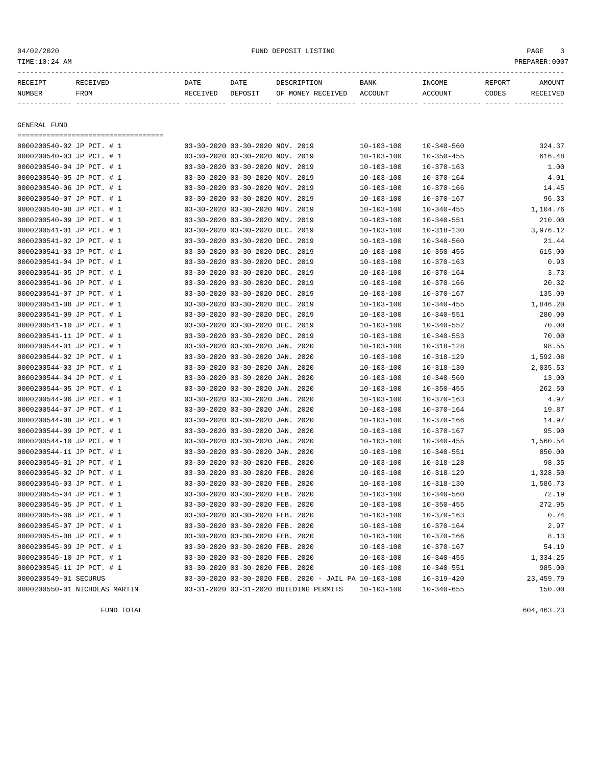| RECEIPT NUMBER | RECEIVED FROM | DATE RECEIVED | DATE DEPOSIT | DESCRIPTION OF MONEY RECEIVED | BANK ACCOUNT | INCOME ACCOUNT | REPORT CODES | AMOUNT RECEIVED |
|---|---|---|---|---|---|---|---|---|

GENERAL FUND

| RECEIPT NUMBER | RECEIVED FROM | DATE RECEIVED | DATE DEPOSIT | DESCRIPTION OF MONEY RECEIVED | BANK ACCOUNT | INCOME ACCOUNT | REPORT CODES | AMOUNT RECEIVED |
|---|---|---|---|---|---|---|---|---|
| 0000200540-02 | JP PCT. # 1 | 03-30-2020 | 03-30-2020 | NOV. 2019 | 10-103-100 | 10-340-560 | | 324.37 |
| 0000200540-03 | JP PCT. # 1 | 03-30-2020 | 03-30-2020 | NOV. 2019 | 10-103-100 | 10-350-455 | | 616.48 |
| 0000200540-04 | JP PCT. # 1 | 03-30-2020 | 03-30-2020 | NOV. 2019 | 10-103-100 | 10-370-163 | | 1.00 |
| 0000200540-05 | JP PCT. # 1 | 03-30-2020 | 03-30-2020 | NOV. 2019 | 10-103-100 | 10-370-164 | | 4.01 |
| 0000200540-06 | JP PCT. # 1 | 03-30-2020 | 03-30-2020 | NOV. 2019 | 10-103-100 | 10-370-166 | | 14.45 |
| 0000200540-07 | JP PCT. # 1 | 03-30-2020 | 03-30-2020 | NOV. 2019 | 10-103-100 | 10-370-167 | | 96.33 |
| 0000200540-08 | JP PCT. # 1 | 03-30-2020 | 03-30-2020 | NOV. 2019 | 10-103-100 | 10-340-455 | | 1,104.76 |
| 0000200540-09 | JP PCT. # 1 | 03-30-2020 | 03-30-2020 | NOV. 2019 | 10-103-100 | 10-340-551 | | 210.00 |
| 0000200541-01 | JP PCT. # 1 | 03-30-2020 | 03-30-2020 | DEC. 2019 | 10-103-100 | 10-318-130 | | 3,976.12 |
| 0000200541-02 | JP PCT. # 1 | 03-30-2020 | 03-30-2020 | DEC. 2019 | 10-103-100 | 10-340-560 | | 21.44 |
| 0000200541-03 | JP PCT. # 1 | 03-30-2020 | 03-30-2020 | DEC. 2019 | 10-103-100 | 10-350-455 | | 615.00 |
| 0000200541-04 | JP PCT. # 1 | 03-30-2020 | 03-30-2020 | DEC. 2019 | 10-103-100 | 10-370-163 | | 0.93 |
| 0000200541-05 | JP PCT. # 1 | 03-30-2020 | 03-30-2020 | DEC. 2019 | 10-103-100 | 10-370-164 | | 3.73 |
| 0000200541-06 | JP PCT. # 1 | 03-30-2020 | 03-30-2020 | DEC. 2019 | 10-103-100 | 10-370-166 | | 20.32 |
| 0000200541-07 | JP PCT. # 1 | 03-30-2020 | 03-30-2020 | DEC. 2019 | 10-103-100 | 10-370-167 | | 135.09 |
| 0000200541-08 | JP PCT. # 1 | 03-30-2020 | 03-30-2020 | DEC. 2019 | 10-103-100 | 10-340-455 | | 1,846.20 |
| 0000200541-09 | JP PCT. # 1 | 03-30-2020 | 03-30-2020 | DEC. 2019 | 10-103-100 | 10-340-551 | | 280.00 |
| 0000200541-10 | JP PCT. # 1 | 03-30-2020 | 03-30-2020 | DEC. 2019 | 10-103-100 | 10-340-552 | | 70.00 |
| 0000200541-11 | JP PCT. # 1 | 03-30-2020 | 03-30-2020 | DEC. 2019 | 10-103-100 | 10-340-553 | | 70.00 |
| 0000200544-01 | JP PCT. # 1 | 03-30-2020 | 03-30-2020 | JAN. 2020 | 10-103-100 | 10-318-128 | | 98.55 |
| 0000200544-02 | JP PCT. # 1 | 03-30-2020 | 03-30-2020 | JAN. 2020 | 10-103-100 | 10-318-129 | | 1,592.08 |
| 0000200544-03 | JP PCT. # 1 | 03-30-2020 | 03-30-2020 | JAN. 2020 | 10-103-100 | 10-318-130 | | 2,035.53 |
| 0000200544-04 | JP PCT. # 1 | 03-30-2020 | 03-30-2020 | JAN. 2020 | 10-103-100 | 10-340-560 | | 13.00 |
| 0000200544-05 | JP PCT. # 1 | 03-30-2020 | 03-30-2020 | JAN. 2020 | 10-103-100 | 10-350-455 | | 262.50 |
| 0000200544-06 | JP PCT. # 1 | 03-30-2020 | 03-30-2020 | JAN. 2020 | 10-103-100 | 10-370-163 | | 4.97 |
| 0000200544-07 | JP PCT. # 1 | 03-30-2020 | 03-30-2020 | JAN. 2020 | 10-103-100 | 10-370-164 | | 19.87 |
| 0000200544-08 | JP PCT. # 1 | 03-30-2020 | 03-30-2020 | JAN. 2020 | 10-103-100 | 10-370-166 | | 14.97 |
| 0000200544-09 | JP PCT. # 1 | 03-30-2020 | 03-30-2020 | JAN. 2020 | 10-103-100 | 10-370-167 | | 95.90 |
| 0000200544-10 | JP PCT. # 1 | 03-30-2020 | 03-30-2020 | JAN. 2020 | 10-103-100 | 10-340-455 | | 1,560.54 |
| 0000200544-11 | JP PCT. # 1 | 03-30-2020 | 03-30-2020 | JAN. 2020 | 10-103-100 | 10-340-551 | | 850.00 |
| 0000200545-01 | JP PCT. # 1 | 03-30-2020 | 03-30-2020 | FEB. 2020 | 10-103-100 | 10-318-128 | | 98.35 |
| 0000200545-02 | JP PCT. # 1 | 03-30-2020 | 03-30-2020 | FEB. 2020 | 10-103-100 | 10-318-129 | | 1,328.50 |
| 0000200545-03 | JP PCT. # 1 | 03-30-2020 | 03-30-2020 | FEB. 2020 | 10-103-100 | 10-318-130 | | 1,586.73 |
| 0000200545-04 | JP PCT. # 1 | 03-30-2020 | 03-30-2020 | FEB. 2020 | 10-103-100 | 10-340-560 | | 72.19 |
| 0000200545-05 | JP PCT. # 1 | 03-30-2020 | 03-30-2020 | FEB. 2020 | 10-103-100 | 10-350-455 | | 272.95 |
| 0000200545-06 | JP PCT. # 1 | 03-30-2020 | 03-30-2020 | FEB. 2020 | 10-103-100 | 10-370-163 | | 0.74 |
| 0000200545-07 | JP PCT. # 1 | 03-30-2020 | 03-30-2020 | FEB. 2020 | 10-103-100 | 10-370-164 | | 2.97 |
| 0000200545-08 | JP PCT. # 1 | 03-30-2020 | 03-30-2020 | FEB. 2020 | 10-103-100 | 10-370-166 | | 8.13 |
| 0000200545-09 | JP PCT. # 1 | 03-30-2020 | 03-30-2020 | FEB. 2020 | 10-103-100 | 10-370-167 | | 54.19 |
| 0000200545-10 | JP PCT. # 1 | 03-30-2020 | 03-30-2020 | FEB. 2020 | 10-103-100 | 10-340-455 | | 1,334.25 |
| 0000200545-11 | JP PCT. # 1 | 03-30-2020 | 03-30-2020 | FEB. 2020 | 10-103-100 | 10-340-551 | | 985.00 |
| 0000200549-01 | SECURUS | 03-30-2020 | 03-30-2020 | FEB. 2020 - JAIL PA | 10-103-100 | 10-319-420 | | 23,459.79 |
| 0000200550-01 | NICHOLAS MARTIN | 03-31-2020 | 03-31-2020 | BUILDING PERMITS | 10-103-100 | 10-340-655 | | 150.00 |

FUND TOTAL 604,463.23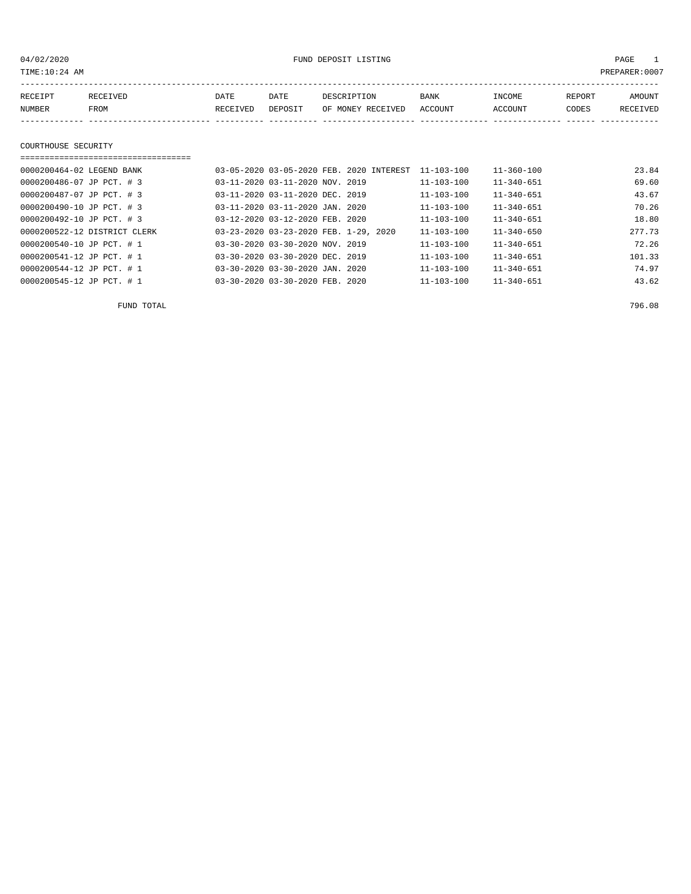FUND DEPOSIT LISTING

04/02/2020
TIME:10:24 AM
PREPARER:0007

| RECEIPT NUMBER | RECEIVED FROM | DATE RECEIVED | DATE DEPOSIT | DESCRIPTION OF MONEY RECEIVED | BANK ACCOUNT | INCOME ACCOUNT | REPORT CODES | AMOUNT RECEIVED |
|---|---|---|---|---|---|---|---|---|

## COURTHOUSE SECURITY

| RECEIPT NUMBER | RECEIVED FROM | DATE RECEIVED | DATE DEPOSIT | DESCRIPTION OF MONEY RECEIVED | BANK ACCOUNT | INCOME ACCOUNT | REPORT CODES | AMOUNT RECEIVED |
|---|---|---|---|---|---|---|---|---|
| 0000200464-02 | LEGEND BANK | 03-05-2020 | 03-05-2020 | FEB. 2020 INTEREST | 11-103-100 | 11-360-100 | | 23.84 |
| 0000200486-07 | JP PCT. # 3 | 03-11-2020 | 03-11-2020 | NOV. 2019 | 11-103-100 | 11-340-651 | | 69.60 |
| 0000200487-07 | JP PCT. # 3 | 03-11-2020 | 03-11-2020 | DEC. 2019 | 11-103-100 | 11-340-651 | | 43.67 |
| 0000200490-10 | JP PCT. # 3 | 03-11-2020 | 03-11-2020 | JAN. 2020 | 11-103-100 | 11-340-651 | | 70.26 |
| 0000200492-10 | JP PCT. # 3 | 03-12-2020 | 03-12-2020 | FEB. 2020 | 11-103-100 | 11-340-651 | | 18.80 |
| 0000200522-12 | DISTRICT CLERK | 03-23-2020 | 03-23-2020 | FEB. 1-29, 2020 | 11-103-100 | 11-340-650 | | 277.73 |
| 0000200540-10 | JP PCT. # 1 | 03-30-2020 | 03-30-2020 | NOV. 2019 | 11-103-100 | 11-340-651 | | 72.26 |
| 0000200541-12 | JP PCT. # 1 | 03-30-2020 | 03-30-2020 | DEC. 2019 | 11-103-100 | 11-340-651 | | 101.33 |
| 0000200544-12 | JP PCT. # 1 | 03-30-2020 | 03-30-2020 | JAN. 2020 | 11-103-100 | 11-340-651 | | 74.97 |
| 0000200545-12 | JP PCT. # 1 | 03-30-2020 | 03-30-2020 | FEB. 2020 | 11-103-100 | 11-340-651 | | 43.62 |
| | FUND TOTAL | | | | | | | 796.08 |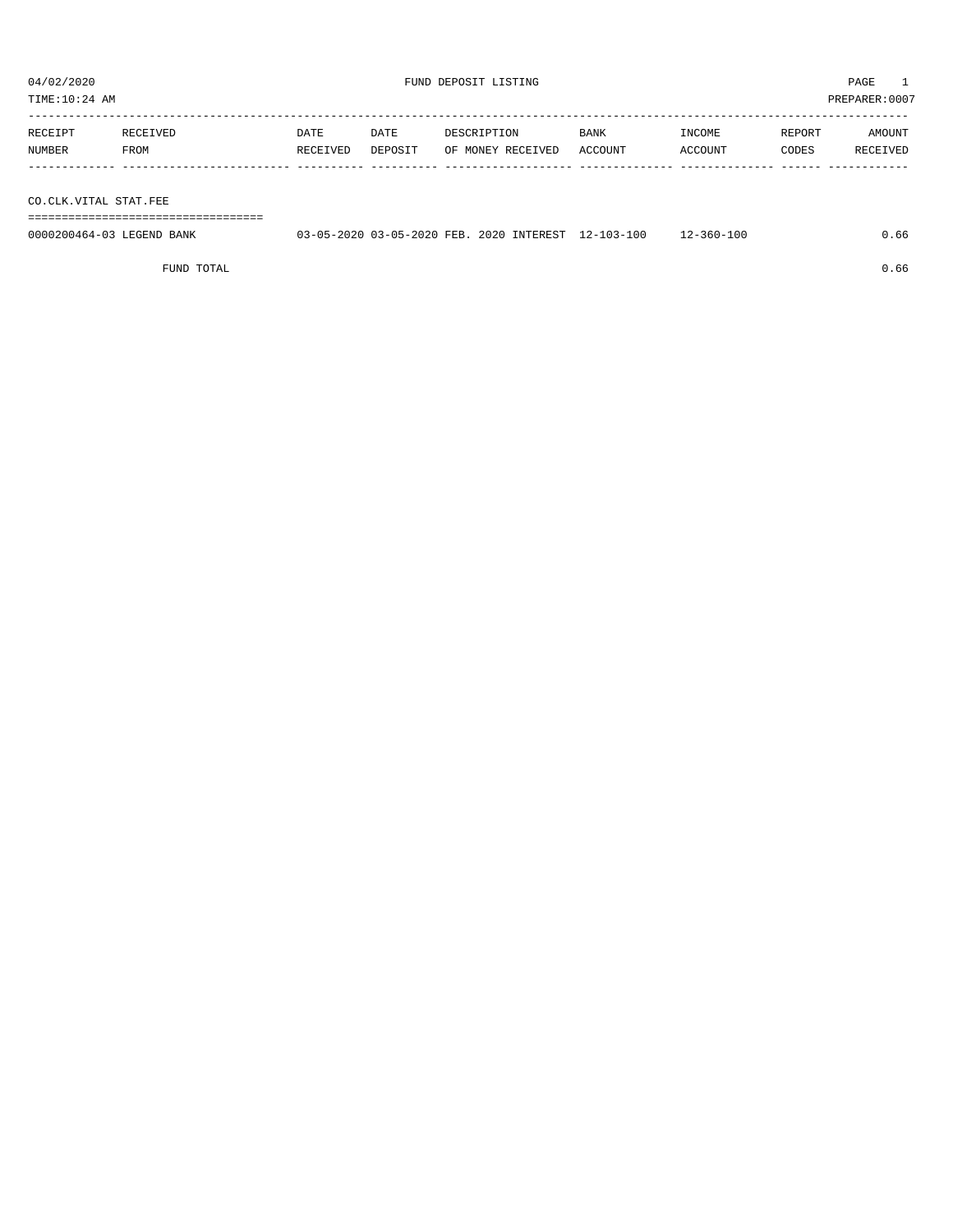# FUND DEPOSIT LISTING

04/02/2020
TIME:10:24 AM
PREPARER:0007

| RECEIPT NUMBER | RECEIVED FROM | DATE RECEIVED | DATE DEPOSIT | DESCRIPTION OF MONEY RECEIVED | BANK ACCOUNT | INCOME ACCOUNT | REPORT CODES | AMOUNT RECEIVED |
|---|---|---|---|---|---|---|---|---|
| **CO.CLK.VITAL STAT.FEE** | | | | | | | | |
| 0000200464-03 | LEGEND BANK | 03-05-2020 | 03-05-2020 | FEB. 2020 INTEREST | 12-103-100 | 12-360-100 | | 0.66 |
| | FUND TOTAL | | | | | | | 0.66 |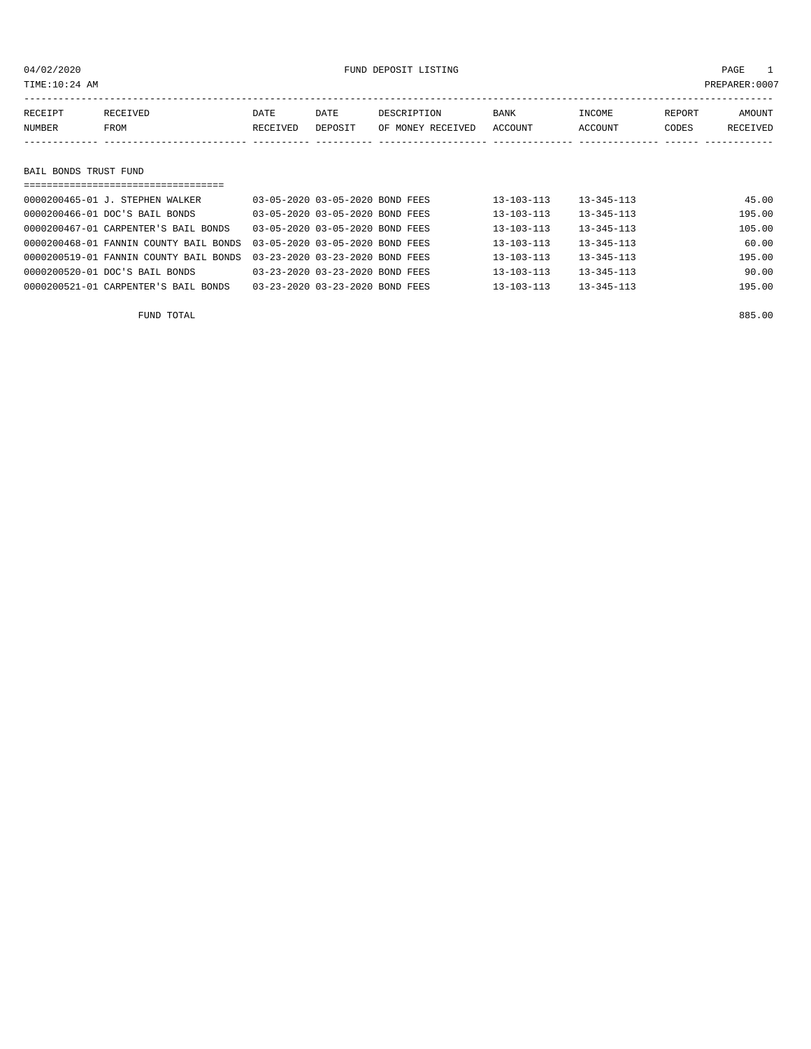04/02/2020 FUND DEPOSIT LISTING

TIME:10:24 AM PREPARER:0007

| RECEIPT NUMBER | RECEIVED FROM | DATE RECEIVED | DATE DEPOSIT | DESCRIPTION OF MONEY RECEIVED | BANK ACCOUNT | INCOME ACCOUNT | REPORT CODES | AMOUNT RECEIVED |
|---|---|---|---|---|---|---|---|---|
| **BAIL BONDS TRUST FUND** | | | | | | | | |
| 0000200465-01 | J. STEPHEN WALKER | 03-05-2020 | 03-05-2020 | BOND FEES | 13-103-113 | 13-345-113 | | 45.00 |
| 0000200466-01 | DOC'S BAIL BONDS | 03-05-2020 | 03-05-2020 | BOND FEES | 13-103-113 | 13-345-113 | | 195.00 |
| 0000200467-01 | CARPENTER'S BAIL BONDS | 03-05-2020 | 03-05-2020 | BOND FEES | 13-103-113 | 13-345-113 | | 105.00 |
| 0000200468-01 | FANNIN COUNTY BAIL BONDS | 03-05-2020 | 03-05-2020 | BOND FEES | 13-103-113 | 13-345-113 | | 60.00 |
| 0000200519-01 | FANNIN COUNTY BAIL BONDS | 03-23-2020 | 03-23-2020 | BOND FEES | 13-103-113 | 13-345-113 | | 195.00 |
| 0000200520-01 | DOC'S BAIL BONDS | 03-23-2020 | 03-23-2020 | BOND FEES | 13-103-113 | 13-345-113 | | 90.00 |
| 0000200521-01 | CARPENTER'S BAIL BONDS | 03-23-2020 | 03-23-2020 | BOND FEES | 13-103-113 | 13-345-113 | | 195.00 |
| | FUND TOTAL | | | | | | | 885.00 |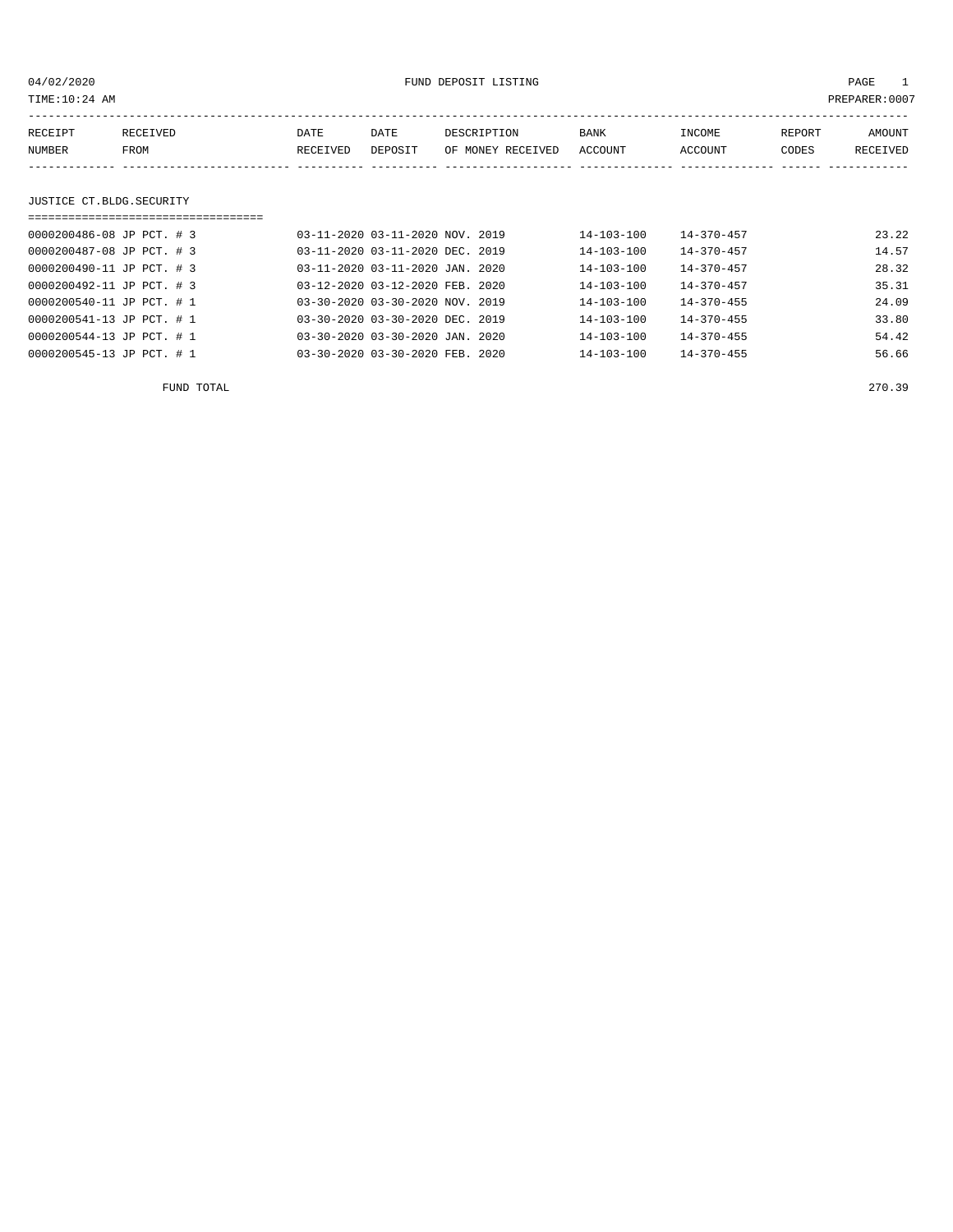04/02/2020 FUND DEPOSIT LISTING

TIME:10:24 AM PREPARER:0007

| RECEIPT NUMBER | RECEIVED FROM | DATE RECEIVED | DATE DEPOSIT | DESCRIPTION OF MONEY RECEIVED | BANK ACCOUNT | INCOME ACCOUNT | REPORT CODES | AMOUNT RECEIVED |
|---|---|---|---|---|---|---|---|---|

## JUSTICE CT.BLDG.SECURITY

| RECEIPT NUMBER | RECEIVED FROM | DATE RECEIVED | DATE DEPOSIT | DESCRIPTION OF MONEY RECEIVED | BANK ACCOUNT | INCOME ACCOUNT | REPORT CODES | AMOUNT RECEIVED |
|---|---|---|---|---|---|---|---|---|
| 0000200486-08 | JP PCT. # 3 | 03-11-2020 | 03-11-2020 | NOV. 2019 | 14-103-100 | 14-370-457 | | 23.22 |
| 0000200487-08 | JP PCT. # 3 | 03-11-2020 | 03-11-2020 | DEC. 2019 | 14-103-100 | 14-370-457 | | 14.57 |
| 0000200490-11 | JP PCT. # 3 | 03-11-2020 | 03-11-2020 | JAN. 2020 | 14-103-100 | 14-370-457 | | 28.32 |
| 0000200492-11 | JP PCT. # 3 | 03-12-2020 | 03-12-2020 | FEB. 2020 | 14-103-100 | 14-370-457 | | 35.31 |
| 0000200540-11 | JP PCT. # 1 | 03-30-2020 | 03-30-2020 | NOV. 2019 | 14-103-100 | 14-370-455 | | 24.09 |
| 0000200541-13 | JP PCT. # 1 | 03-30-2020 | 03-30-2020 | DEC. 2019 | 14-103-100 | 14-370-455 | | 33.80 |
| 0000200544-13 | JP PCT. # 1 | 03-30-2020 | 03-30-2020 | JAN. 2020 | 14-103-100 | 14-370-455 | | 54.42 |
| 0000200545-13 | JP PCT. # 1 | 03-30-2020 | 03-30-2020 | FEB. 2020 | 14-103-100 | 14-370-455 | | 56.66 |

FUND TOTAL 270.39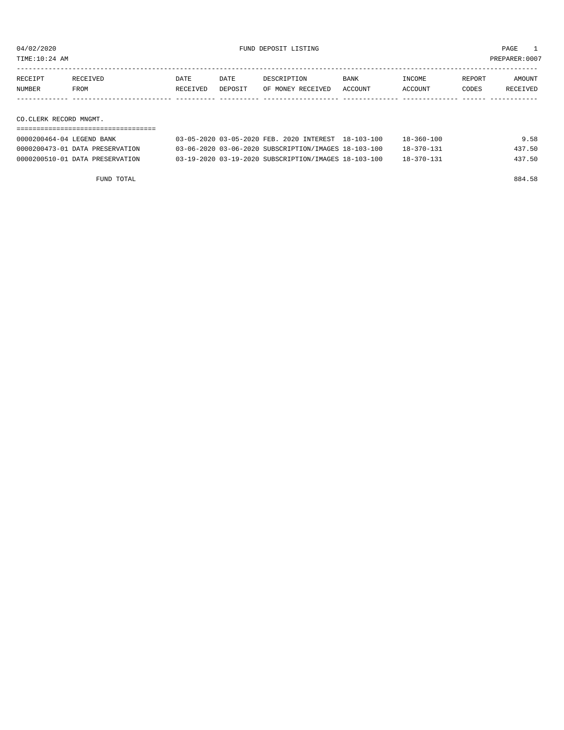04/02/2020 FUND DEPOSIT LISTING

TIME:10:24 AM PREPARER:0007

| RECEIPT NUMBER | RECEIVED FROM | DATE RECEIVED | DATE DEPOSIT | DESCRIPTION OF MONEY RECEIVED | BANK ACCOUNT | INCOME ACCOUNT | REPORT CODES | AMOUNT RECEIVED |
|---|---|---|---|---|---|---|---|---|
| **CO.CLERK RECORD MNGMT.** | | | | | | | | |
| 0000200464-04 | LEGEND BANK | 03-05-2020 | 03-05-2020 | FEB. 2020 INTEREST | 18-103-100 | 18-360-100 | | 9.58 |
| 0000200473-01 | DATA PRESERVATION | 03-06-2020 | 03-06-2020 | SUBSCRIPTION/IMAGES | 18-103-100 | 18-370-131 | | 437.50 |
| 0000200510-01 | DATA PRESERVATION | 03-19-2020 | 03-19-2020 | SUBSCRIPTION/IMAGES | 18-103-100 | 18-370-131 | | 437.50 |
| | FUND TOTAL | | | | | | | 884.58 |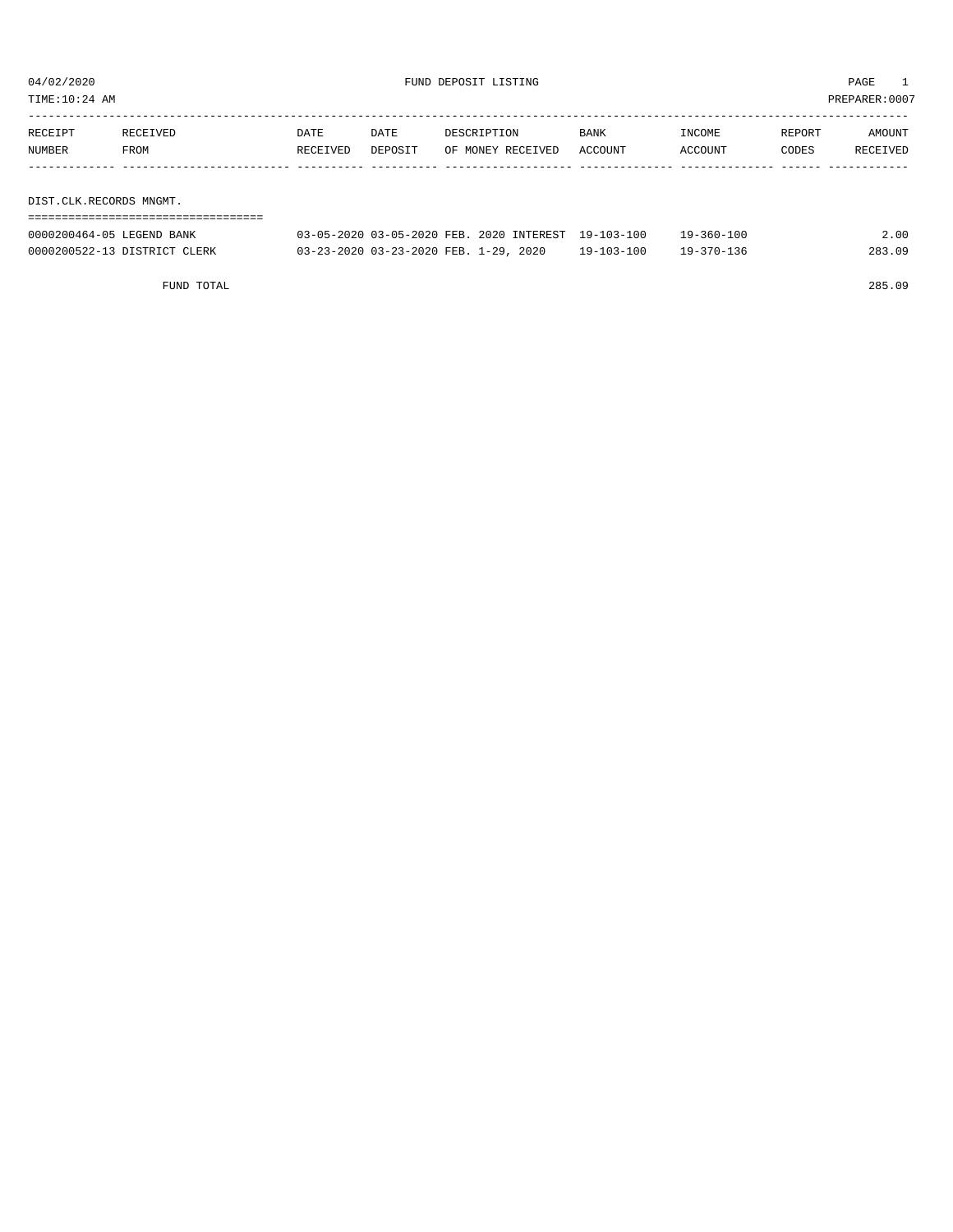04/02/2020 FUND DEPOSIT LISTING

TIME:10:24 AM PREPARER:0007

| RECEIPT NUMBER | RECEIVED FROM | DATE RECEIVED | DATE DEPOSIT | DESCRIPTION OF MONEY RECEIVED | BANK ACCOUNT | INCOME ACCOUNT | REPORT CODES | AMOUNT RECEIVED |
|---|---|---|---|---|---|---|---|---|

DIST.CLK.RECORDS MNGMT.

| RECEIPT NUMBER | RECEIVED FROM | DATE RECEIVED | DATE DEPOSIT | DESCRIPTION OF MONEY RECEIVED | BANK ACCOUNT | INCOME ACCOUNT | REPORT CODES | AMOUNT RECEIVED |
|---|---|---|---|---|---|---|---|---|
| 0000200464-05 | LEGEND BANK | 03-05-2020 | 03-05-2020 | FEB. 2020 INTEREST | 19-103-100 | 19-360-100 | | 2.00 |
| 0000200522-13 | DISTRICT CLERK | 03-23-2020 | 03-23-2020 | FEB. 1-29, 2020 | 19-103-100 | 19-370-136 | | 283.09 |
| | FUND TOTAL | | | | | | | 285.09 |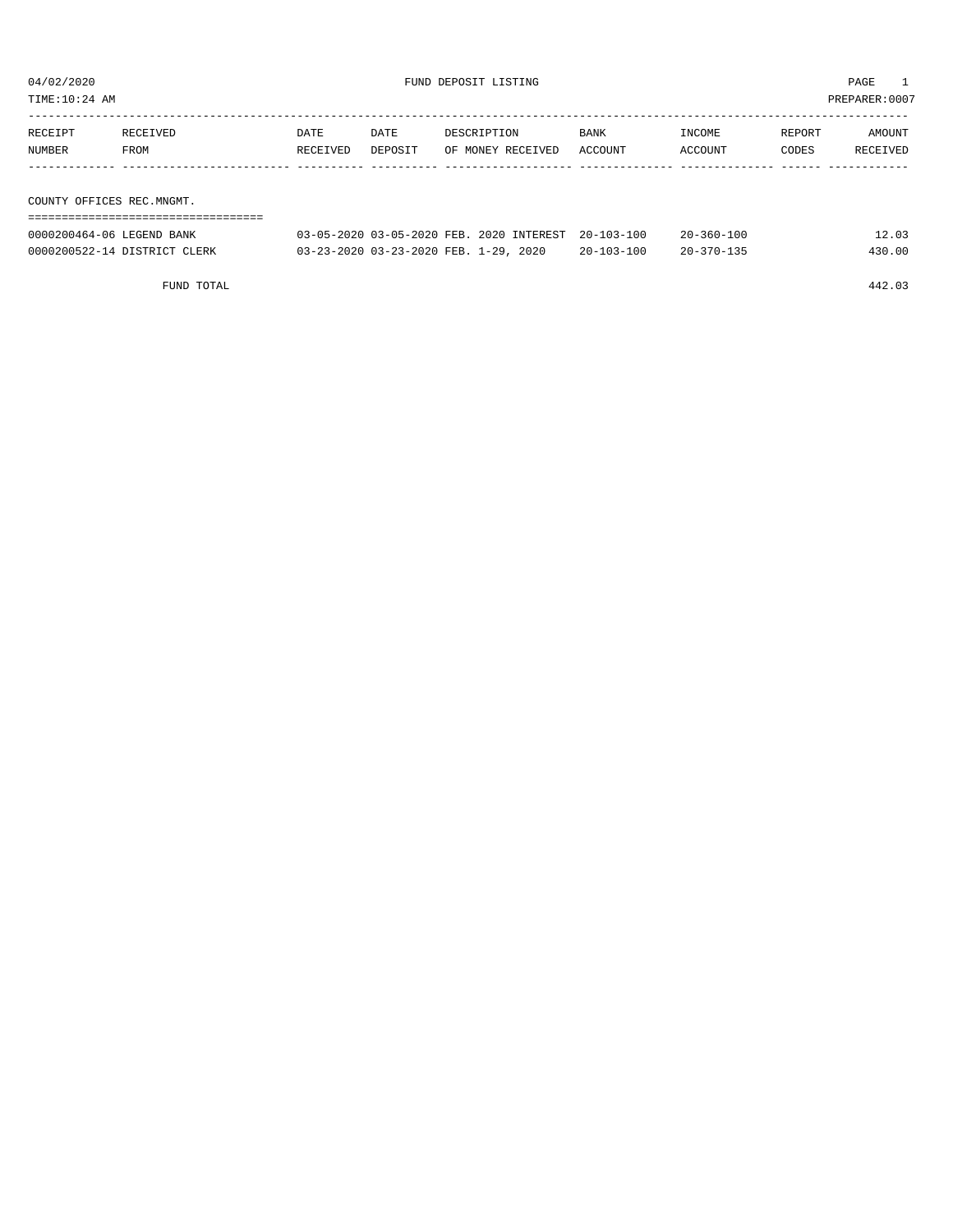04/02/2020 FUND DEPOSIT LISTING

TIME:10:24 AM PREPARER:0007

| RECEIPT NUMBER | RECEIVED FROM | DATE RECEIVED | DATE DEPOSIT | DESCRIPTION OF MONEY RECEIVED | BANK ACCOUNT | INCOME ACCOUNT | REPORT CODES | AMOUNT RECEIVED |
|---|---|---|---|---|---|---|---|---|

COUNTY OFFICES REC.MNGMT.

| RECEIPT NUMBER | RECEIVED FROM | DATE RECEIVED | DATE DEPOSIT | DESCRIPTION OF MONEY RECEIVED | BANK ACCOUNT | INCOME ACCOUNT | REPORT CODES | AMOUNT RECEIVED |
|---|---|---|---|---|---|---|---|---|
| 0000200464-06 | LEGEND BANK | 03-05-2020 | 03-05-2020 | FEB. 2020 INTEREST | 20-103-100 | 20-360-100 | | 12.03 |
| 0000200522-14 | DISTRICT CLERK | 03-23-2020 | 03-23-2020 | FEB. 1-29, 2020 | 20-103-100 | 20-370-135 | | 430.00 |
| | FUND TOTAL | | | | | | | 442.03 |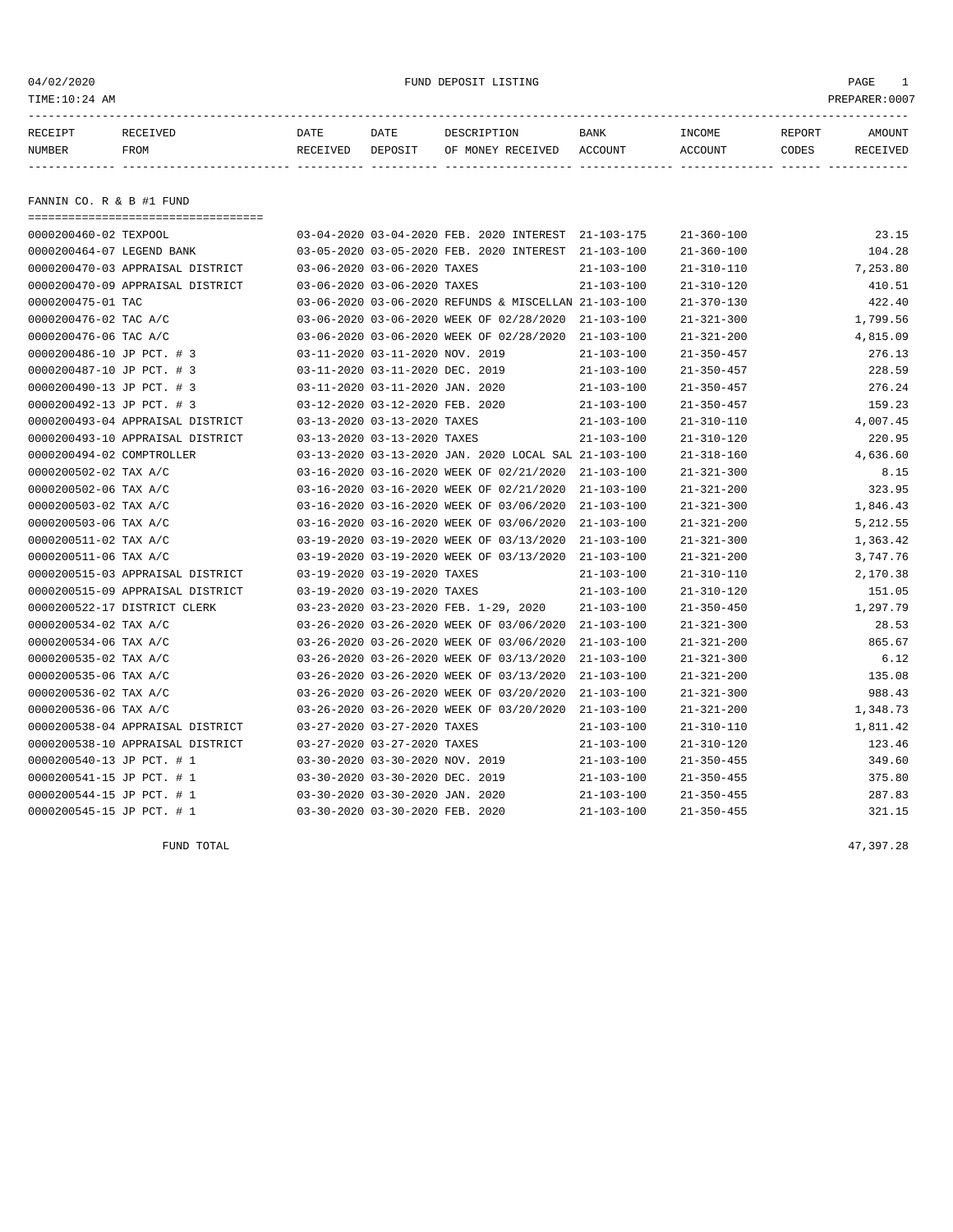04/02/2020 FUND DEPOSIT LISTING

TIME:10:24 AM PREPARER:0007

## FANNIN CO. R & B #1 FUND

| RECEIPT NUMBER | RECEIVED FROM | DATE RECEIVED | DATE DEPOSIT | DESCRIPTION OF MONEY RECEIVED | BANK ACCOUNT | INCOME ACCOUNT | REPORT CODES | AMOUNT RECEIVED |
|---|---|---|---|---|---|---|---|---|
| 0000200460-02 | TEXPOOL | 03-04-2020 | 03-04-2020 | FEB. 2020 INTEREST | 21-103-175 | 21-360-100 | | 23.15 |
| 0000200464-07 | LEGEND BANK | 03-05-2020 | 03-05-2020 | FEB. 2020 INTEREST | 21-103-100 | 21-360-100 | | 104.28 |
| 0000200470-03 | APPRAISAL DISTRICT | 03-06-2020 | 03-06-2020 | TAXES | 21-103-100 | 21-310-110 | | 7,253.80 |
| 0000200470-09 | APPRAISAL DISTRICT | 03-06-2020 | 03-06-2020 | TAXES | 21-103-100 | 21-310-120 | | 410.51 |
| 0000200475-01 | TAC | 03-06-2020 | 03-06-2020 | REFUNDS & MISCELLAN | 21-103-100 | 21-370-130 | | 422.40 |
| 0000200476-02 | TAC A/C | 03-06-2020 | 03-06-2020 | WEEK OF 02/28/2020 | 21-103-100 | 21-321-300 | | 1,799.56 |
| 0000200476-06 | TAC A/C | 03-06-2020 | 03-06-2020 | WEEK OF 02/28/2020 | 21-103-100 | 21-321-200 | | 4,815.09 |
| 0000200486-10 | JP PCT. # 3 | 03-11-2020 | 03-11-2020 | NOV. 2019 | 21-103-100 | 21-350-457 | | 276.13 |
| 0000200487-10 | JP PCT. # 3 | 03-11-2020 | 03-11-2020 | DEC. 2019 | 21-103-100 | 21-350-457 | | 228.59 |
| 0000200490-13 | JP PCT. # 3 | 03-11-2020 | 03-11-2020 | JAN. 2020 | 21-103-100 | 21-350-457 | | 276.24 |
| 0000200492-13 | JP PCT. # 3 | 03-12-2020 | 03-12-2020 | FEB. 2020 | 21-103-100 | 21-350-457 | | 159.23 |
| 0000200493-04 | APPRAISAL DISTRICT | 03-13-2020 | 03-13-2020 | TAXES | 21-103-100 | 21-310-110 | | 4,007.45 |
| 0000200493-10 | APPRAISAL DISTRICT | 03-13-2020 | 03-13-2020 | TAXES | 21-103-100 | 21-310-120 | | 220.95 |
| 0000200494-02 | COMPTROLLER | 03-13-2020 | 03-13-2020 | JAN. 2020 LOCAL SAL | 21-103-100 | 21-318-160 | | 4,636.60 |
| 0000200502-02 | TAX A/C | 03-16-2020 | 03-16-2020 | WEEK OF 02/21/2020 | 21-103-100 | 21-321-300 | | 8.15 |
| 0000200502-06 | TAX A/C | 03-16-2020 | 03-16-2020 | WEEK OF 02/21/2020 | 21-103-100 | 21-321-200 | | 323.95 |
| 0000200503-02 | TAX A/C | 03-16-2020 | 03-16-2020 | WEEK OF 03/06/2020 | 21-103-100 | 21-321-300 | | 1,846.43 |
| 0000200503-06 | TAX A/C | 03-16-2020 | 03-16-2020 | WEEK OF 03/06/2020 | 21-103-100 | 21-321-200 | | 5,212.55 |
| 0000200511-02 | TAX A/C | 03-19-2020 | 03-19-2020 | WEEK OF 03/13/2020 | 21-103-100 | 21-321-300 | | 1,363.42 |
| 0000200511-06 | TAX A/C | 03-19-2020 | 03-19-2020 | WEEK OF 03/13/2020 | 21-103-100 | 21-321-200 | | 3,747.76 |
| 0000200515-03 | APPRAISAL DISTRICT | 03-19-2020 | 03-19-2020 | TAXES | 21-103-100 | 21-310-110 | | 2,170.38 |
| 0000200515-09 | APPRAISAL DISTRICT | 03-19-2020 | 03-19-2020 | TAXES | 21-103-100 | 21-310-120 | | 151.05 |
| 0000200522-17 | DISTRICT CLERK | 03-23-2020 | 03-23-2020 | FEB. 1-29, 2020 | 21-103-100 | 21-350-450 | | 1,297.79 |
| 0000200534-02 | TAX A/C | 03-26-2020 | 03-26-2020 | WEEK OF 03/06/2020 | 21-103-100 | 21-321-300 | | 28.53 |
| 0000200534-06 | TAX A/C | 03-26-2020 | 03-26-2020 | WEEK OF 03/06/2020 | 21-103-100 | 21-321-200 | | 865.67 |
| 0000200535-02 | TAX A/C | 03-26-2020 | 03-26-2020 | WEEK OF 03/13/2020 | 21-103-100 | 21-321-300 | | 6.12 |
| 0000200535-06 | TAX A/C | 03-26-2020 | 03-26-2020 | WEEK OF 03/13/2020 | 21-103-100 | 21-321-200 | | 135.08 |
| 0000200536-02 | TAX A/C | 03-26-2020 | 03-26-2020 | WEEK OF 03/20/2020 | 21-103-100 | 21-321-300 | | 988.43 |
| 0000200536-06 | TAX A/C | 03-26-2020 | 03-26-2020 | WEEK OF 03/20/2020 | 21-103-100 | 21-321-200 | | 1,348.73 |
| 0000200538-04 | APPRAISAL DISTRICT | 03-27-2020 | 03-27-2020 | TAXES | 21-103-100 | 21-310-110 | | 1,811.42 |
| 0000200538-10 | APPRAISAL DISTRICT | 03-27-2020 | 03-27-2020 | TAXES | 21-103-100 | 21-310-120 | | 123.46 |
| 0000200540-13 | JP PCT. # 1 | 03-30-2020 | 03-30-2020 | NOV. 2019 | 21-103-100 | 21-350-455 | | 349.60 |
| 0000200541-15 | JP PCT. # 1 | 03-30-2020 | 03-30-2020 | DEC. 2019 | 21-103-100 | 21-350-455 | | 375.80 |
| 0000200544-15 | JP PCT. # 1 | 03-30-2020 | 03-30-2020 | JAN. 2020 | 21-103-100 | 21-350-455 | | 287.83 |
| 0000200545-15 | JP PCT. # 1 | 03-30-2020 | 03-30-2020 | FEB. 2020 | 21-103-100 | 21-350-455 | | 321.15 |

FUND TOTAL 47,397.28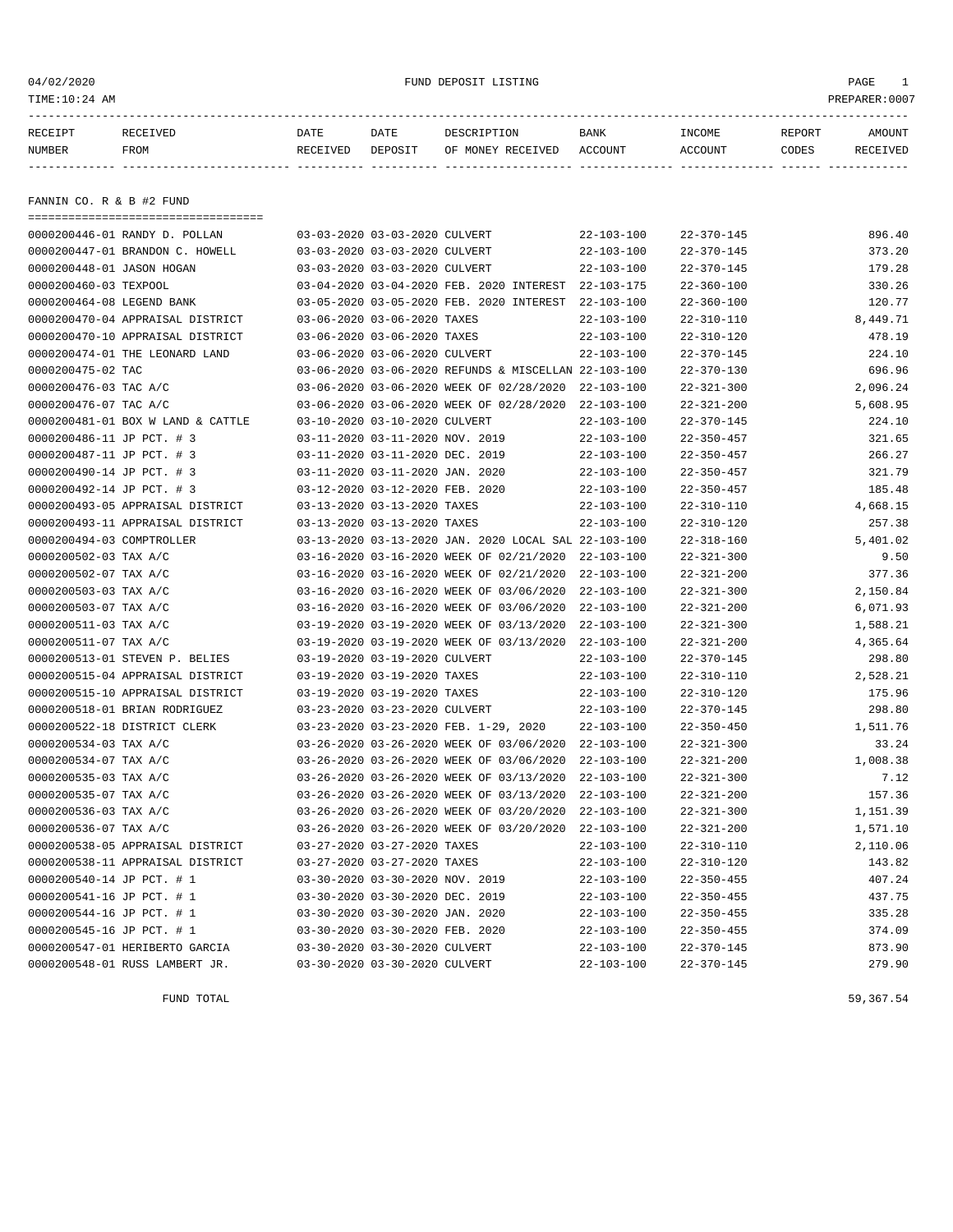04/02/2020 FUND DEPOSIT LISTING

TIME:10:24 AM PREPARER:0007

## FANNIN CO. R & B #2 FUND

| RECEIPT NUMBER | RECEIVED FROM | DATE RECEIVED | DATE DEPOSIT | DESCRIPTION OF MONEY RECEIVED | BANK ACCOUNT | INCOME ACCOUNT | REPORT CODES | AMOUNT RECEIVED |
|---|---|---|---|---|---|---|---|---|
| 0000200446-01 | RANDY D. POLLAN | 03-03-2020 | 03-03-2020 | CULVERT | 22-103-100 | 22-370-145 | | 896.40 |
| 0000200447-01 | BRANDON C. HOWELL | 03-03-2020 | 03-03-2020 | CULVERT | 22-103-100 | 22-370-145 | | 373.20 |
| 0000200448-01 | JASON HOGAN | 03-03-2020 | 03-03-2020 | CULVERT | 22-103-100 | 22-370-145 | | 179.28 |
| 0000200460-03 | TEXPOOL | 03-04-2020 | 03-04-2020 | FEB. 2020 INTEREST | 22-103-175 | 22-360-100 | | 330.26 |
| 0000200464-08 | LEGEND BANK | 03-05-2020 | 03-05-2020 | FEB. 2020 INTEREST | 22-103-100 | 22-360-100 | | 120.77 |
| 0000200470-04 | APPRAISAL DISTRICT | 03-06-2020 | 03-06-2020 | TAXES | 22-103-100 | 22-310-110 | | 8,449.71 |
| 0000200470-10 | APPRAISAL DISTRICT | 03-06-2020 | 03-06-2020 | TAXES | 22-103-100 | 22-310-120 | | 478.19 |
| 0000200474-01 | THE LEONARD LAND | 03-06-2020 | 03-06-2020 | CULVERT | 22-103-100 | 22-370-145 | | 224.10 |
| 0000200475-02 | TAC | 03-06-2020 | 03-06-2020 | REFUNDS & MISCELLAN | 22-103-100 | 22-370-130 | | 696.96 |
| 0000200476-03 | TAC A/C | 03-06-2020 | 03-06-2020 | WEEK OF 02/28/2020 | 22-103-100 | 22-321-300 | | 2,096.24 |
| 0000200476-07 | TAC A/C | 03-06-2020 | 03-06-2020 | WEEK OF 02/28/2020 | 22-103-100 | 22-321-200 | | 5,608.95 |
| 0000200481-01 | BOX W LAND & CATTLE | 03-10-2020 | 03-10-2020 | CULVERT | 22-103-100 | 22-370-145 | | 224.10 |
| 0000200486-11 | JP PCT. # 3 | 03-11-2020 | 03-11-2020 | NOV. 2019 | 22-103-100 | 22-350-457 | | 321.65 |
| 0000200487-11 | JP PCT. # 3 | 03-11-2020 | 03-11-2020 | DEC. 2019 | 22-103-100 | 22-350-457 | | 266.27 |
| 0000200490-14 | JP PCT. # 3 | 03-11-2020 | 03-11-2020 | JAN. 2020 | 22-103-100 | 22-350-457 | | 321.79 |
| 0000200492-14 | JP PCT. # 3 | 03-12-2020 | 03-12-2020 | FEB. 2020 | 22-103-100 | 22-350-457 | | 185.48 |
| 0000200493-05 | APPRAISAL DISTRICT | 03-13-2020 | 03-13-2020 | TAXES | 22-103-100 | 22-310-110 | | 4,668.15 |
| 0000200493-11 | APPRAISAL DISTRICT | 03-13-2020 | 03-13-2020 | TAXES | 22-103-100 | 22-310-120 | | 257.38 |
| 0000200494-03 | COMPTROLLER | 03-13-2020 | 03-13-2020 | JAN. 2020 LOCAL SAL | 22-103-100 | 22-318-160 | | 5,401.02 |
| 0000200502-03 | TAX A/C | 03-16-2020 | 03-16-2020 | WEEK OF 02/21/2020 | 22-103-100 | 22-321-300 | | 9.50 |
| 0000200502-07 | TAX A/C | 03-16-2020 | 03-16-2020 | WEEK OF 02/21/2020 | 22-103-100 | 22-321-200 | | 377.36 |
| 0000200503-03 | TAX A/C | 03-16-2020 | 03-16-2020 | WEEK OF 03/06/2020 | 22-103-100 | 22-321-300 | | 2,150.84 |
| 0000200503-07 | TAX A/C | 03-16-2020 | 03-16-2020 | WEEK OF 03/06/2020 | 22-103-100 | 22-321-200 | | 6,071.93 |
| 0000200511-03 | TAX A/C | 03-19-2020 | 03-19-2020 | WEEK OF 03/13/2020 | 22-103-100 | 22-321-300 | | 1,588.21 |
| 0000200511-07 | TAX A/C | 03-19-2020 | 03-19-2020 | WEEK OF 03/13/2020 | 22-103-100 | 22-321-200 | | 4,365.64 |
| 0000200513-01 | STEVEN P. BELIES | 03-19-2020 | 03-19-2020 | CULVERT | 22-103-100 | 22-370-145 | | 298.80 |
| 0000200515-04 | APPRAISAL DISTRICT | 03-19-2020 | 03-19-2020 | TAXES | 22-103-100 | 22-310-110 | | 2,528.21 |
| 0000200515-10 | APPRAISAL DISTRICT | 03-19-2020 | 03-19-2020 | TAXES | 22-103-100 | 22-310-120 | | 175.96 |
| 0000200518-01 | BRIAN RODRIGUEZ | 03-23-2020 | 03-23-2020 | CULVERT | 22-103-100 | 22-370-145 | | 298.80 |
| 0000200522-18 | DISTRICT CLERK | 03-23-2020 | 03-23-2020 | FEB. 1-29, 2020 | 22-103-100 | 22-350-450 | | 1,511.76 |
| 0000200534-03 | TAX A/C | 03-26-2020 | 03-26-2020 | WEEK OF 03/06/2020 | 22-103-100 | 22-321-300 | | 33.24 |
| 0000200534-07 | TAX A/C | 03-26-2020 | 03-26-2020 | WEEK OF 03/06/2020 | 22-103-100 | 22-321-200 | | 1,008.38 |
| 0000200535-03 | TAX A/C | 03-26-2020 | 03-26-2020 | WEEK OF 03/13/2020 | 22-103-100 | 22-321-300 | | 7.12 |
| 0000200535-07 | TAX A/C | 03-26-2020 | 03-26-2020 | WEEK OF 03/13/2020 | 22-103-100 | 22-321-200 | | 157.36 |
| 0000200536-03 | TAX A/C | 03-26-2020 | 03-26-2020 | WEEK OF 03/20/2020 | 22-103-100 | 22-321-300 | | 1,151.39 |
| 0000200536-07 | TAX A/C | 03-26-2020 | 03-26-2020 | WEEK OF 03/20/2020 | 22-103-100 | 22-321-200 | | 1,571.10 |
| 0000200538-05 | APPRAISAL DISTRICT | 03-27-2020 | 03-27-2020 | TAXES | 22-103-100 | 22-310-110 | | 2,110.06 |
| 0000200538-11 | APPRAISAL DISTRICT | 03-27-2020 | 03-27-2020 | TAXES | 22-103-100 | 22-310-120 | | 143.82 |
| 0000200540-14 | JP PCT. # 1 | 03-30-2020 | 03-30-2020 | NOV. 2019 | 22-103-100 | 22-350-455 | | 407.24 |
| 0000200541-16 | JP PCT. # 1 | 03-30-2020 | 03-30-2020 | DEC. 2019 | 22-103-100 | 22-350-455 | | 437.75 |
| 0000200544-16 | JP PCT. # 1 | 03-30-2020 | 03-30-2020 | JAN. 2020 | 22-103-100 | 22-350-455 | | 335.28 |
| 0000200545-16 | JP PCT. # 1 | 03-30-2020 | 03-30-2020 | FEB. 2020 | 22-103-100 | 22-350-455 | | 374.09 |
| 0000200547-01 | HERIBERTO GARCIA | 03-30-2020 | 03-30-2020 | CULVERT | 22-103-100 | 22-370-145 | | 873.90 |
| 0000200548-01 | RUSS LAMBERT JR. | 03-30-2020 | 03-30-2020 | CULVERT | 22-103-100 | 22-370-145 | | 279.90 |
| | FUND TOTAL | | | | | | | 59,367.54 |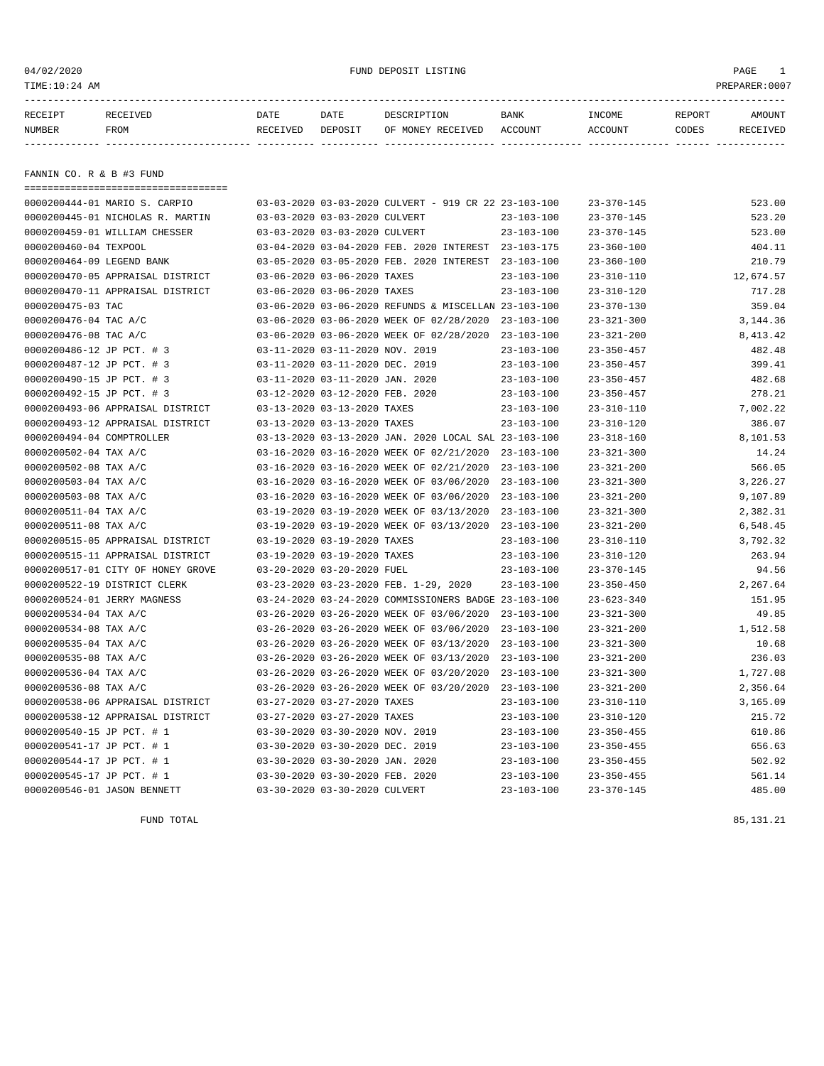04/02/2020 FUND DEPOSIT LISTING

TIME:10:24 AM PREPARER:0007

| RECEIPT NUMBER | RECEIVED FROM | DATE RECEIVED | DATE DEPOSIT | DESCRIPTION OF MONEY RECEIVED | BANK ACCOUNT | INCOME ACCOUNT | REPORT CODES | AMOUNT RECEIVED |
|---|---|---|---|---|---|---|---|---|

## FANNIN CO. R & B #3 FUND

| RECEIPT NUMBER | RECEIVED FROM | DATE RECEIVED | DATE DEPOSIT | DESCRIPTION OF MONEY RECEIVED | BANK ACCOUNT | INCOME ACCOUNT | REPORT CODES | AMOUNT RECEIVED |
|---|---|---|---|---|---|---|---|---|
| 0000200444-01 | MARIO S. CARPIO | 03-03-2020 | 03-03-2020 | CULVERT - 919 CR 22 | 23-103-100 | 23-370-145 | | 523.00 |
| 0000200445-01 | NICHOLAS R. MARTIN | 03-03-2020 | 03-03-2020 | CULVERT | 23-103-100 | 23-370-145 | | 523.20 |
| 0000200459-01 | WILLIAM CHESSER | 03-03-2020 | 03-03-2020 | CULVERT | 23-103-100 | 23-370-145 | | 523.00 |
| 0000200460-04 | TEXPOOL | 03-04-2020 | 03-04-2020 | FEB. 2020 INTEREST | 23-103-175 | 23-360-100 | | 404.11 |
| 0000200464-09 | LEGEND BANK | 03-05-2020 | 03-05-2020 | FEB. 2020 INTEREST | 23-103-100 | 23-360-100 | | 210.79 |
| 0000200470-05 | APPRAISAL DISTRICT | 03-06-2020 | 03-06-2020 | TAXES | 23-103-100 | 23-310-110 | | 12,674.57 |
| 0000200470-11 | APPRAISAL DISTRICT | 03-06-2020 | 03-06-2020 | TAXES | 23-103-100 | 23-310-120 | | 717.28 |
| 0000200475-03 | TAC | 03-06-2020 | 03-06-2020 | REFUNDS & MISCELLAN | 23-103-100 | 23-370-130 | | 359.04 |
| 0000200476-04 | TAC A/C | 03-06-2020 | 03-06-2020 | WEEK OF 02/28/2020 | 23-103-100 | 23-321-300 | | 3,144.36 |
| 0000200476-08 | TAC A/C | 03-06-2020 | 03-06-2020 | WEEK OF 02/28/2020 | 23-103-100 | 23-321-200 | | 8,413.42 |
| 0000200486-12 | JP PCT. # 3 | 03-11-2020 | 03-11-2020 | NOV. 2019 | 23-103-100 | 23-350-457 | | 482.48 |
| 0000200487-12 | JP PCT. # 3 | 03-11-2020 | 03-11-2020 | DEC. 2019 | 23-103-100 | 23-350-457 | | 399.41 |
| 0000200490-15 | JP PCT. # 3 | 03-11-2020 | 03-11-2020 | JAN. 2020 | 23-103-100 | 23-350-457 | | 482.68 |
| 0000200492-15 | JP PCT. # 3 | 03-12-2020 | 03-12-2020 | FEB. 2020 | 23-103-100 | 23-350-457 | | 278.21 |
| 0000200493-06 | APPRAISAL DISTRICT | 03-13-2020 | 03-13-2020 | TAXES | 23-103-100 | 23-310-110 | | 7,002.22 |
| 0000200493-12 | APPRAISAL DISTRICT | 03-13-2020 | 03-13-2020 | TAXES | 23-103-100 | 23-310-120 | | 386.07 |
| 0000200494-04 | COMPTROLLER | 03-13-2020 | 03-13-2020 | JAN. 2020 LOCAL SAL | 23-103-100 | 23-318-160 | | 8,101.53 |
| 0000200502-04 | TAX A/C | 03-16-2020 | 03-16-2020 | WEEK OF 02/21/2020 | 23-103-100 | 23-321-300 | | 14.24 |
| 0000200502-08 | TAX A/C | 03-16-2020 | 03-16-2020 | WEEK OF 02/21/2020 | 23-103-100 | 23-321-200 | | 566.05 |
| 0000200503-04 | TAX A/C | 03-16-2020 | 03-16-2020 | WEEK OF 03/06/2020 | 23-103-100 | 23-321-300 | | 3,226.27 |
| 0000200503-08 | TAX A/C | 03-16-2020 | 03-16-2020 | WEEK OF 03/06/2020 | 23-103-100 | 23-321-200 | | 9,107.89 |
| 0000200511-04 | TAX A/C | 03-19-2020 | 03-19-2020 | WEEK OF 03/13/2020 | 23-103-100 | 23-321-300 | | 2,382.31 |
| 0000200511-08 | TAX A/C | 03-19-2020 | 03-19-2020 | WEEK OF 03/13/2020 | 23-103-100 | 23-321-200 | | 6,548.45 |
| 0000200515-05 | APPRAISAL DISTRICT | 03-19-2020 | 03-19-2020 | TAXES | 23-103-100 | 23-310-110 | | 3,792.32 |
| 0000200515-11 | APPRAISAL DISTRICT | 03-19-2020 | 03-19-2020 | TAXES | 23-103-100 | 23-310-120 | | 263.94 |
| 0000200517-01 | CITY OF HONEY GROVE | 03-20-2020 | 03-20-2020 | FUEL | 23-103-100 | 23-370-145 | | 94.56 |
| 0000200522-19 | DISTRICT CLERK | 03-23-2020 | 03-23-2020 | FEB. 1-29, 2020 | 23-103-100 | 23-350-450 | | 2,267.64 |
| 0000200524-01 | JERRY MAGNESS | 03-24-2020 | 03-24-2020 | COMMISSIONERS BADGE | 23-103-100 | 23-623-340 | | 151.95 |
| 0000200534-04 | TAX A/C | 03-26-2020 | 03-26-2020 | WEEK OF 03/06/2020 | 23-103-100 | 23-321-300 | | 49.85 |
| 0000200534-08 | TAX A/C | 03-26-2020 | 03-26-2020 | WEEK OF 03/06/2020 | 23-103-100 | 23-321-200 | | 1,512.58 |
| 0000200535-04 | TAX A/C | 03-26-2020 | 03-26-2020 | WEEK OF 03/13/2020 | 23-103-100 | 23-321-300 | | 10.68 |
| 0000200535-08 | TAX A/C | 03-26-2020 | 03-26-2020 | WEEK OF 03/13/2020 | 23-103-100 | 23-321-200 | | 236.03 |
| 0000200536-04 | TAX A/C | 03-26-2020 | 03-26-2020 | WEEK OF 03/20/2020 | 23-103-100 | 23-321-300 | | 1,727.08 |
| 0000200536-08 | TAX A/C | 03-26-2020 | 03-26-2020 | WEEK OF 03/20/2020 | 23-103-100 | 23-321-200 | | 2,356.64 |
| 0000200538-06 | APPRAISAL DISTRICT | 03-27-2020 | 03-27-2020 | TAXES | 23-103-100 | 23-310-110 | | 3,165.09 |
| 0000200538-12 | APPRAISAL DISTRICT | 03-27-2020 | 03-27-2020 | TAXES | 23-103-100 | 23-310-120 | | 215.72 |
| 0000200540-15 | JP PCT. # 1 | 03-30-2020 | 03-30-2020 | NOV. 2019 | 23-103-100 | 23-350-455 | | 610.86 |
| 0000200541-17 | JP PCT. # 1 | 03-30-2020 | 03-30-2020 | DEC. 2019 | 23-103-100 | 23-350-455 | | 656.63 |
| 0000200544-17 | JP PCT. # 1 | 03-30-2020 | 03-30-2020 | JAN. 2020 | 23-103-100 | 23-350-455 | | 502.92 |
| 0000200545-17 | JP PCT. # 1 | 03-30-2020 | 03-30-2020 | FEB. 2020 | 23-103-100 | 23-350-455 | | 561.14 |
| 0000200546-01 | JASON BENNETT | 03-30-2020 | 03-30-2020 | CULVERT | 23-103-100 | 23-370-145 | | 485.00 |

FUND TOTAL 85,131.21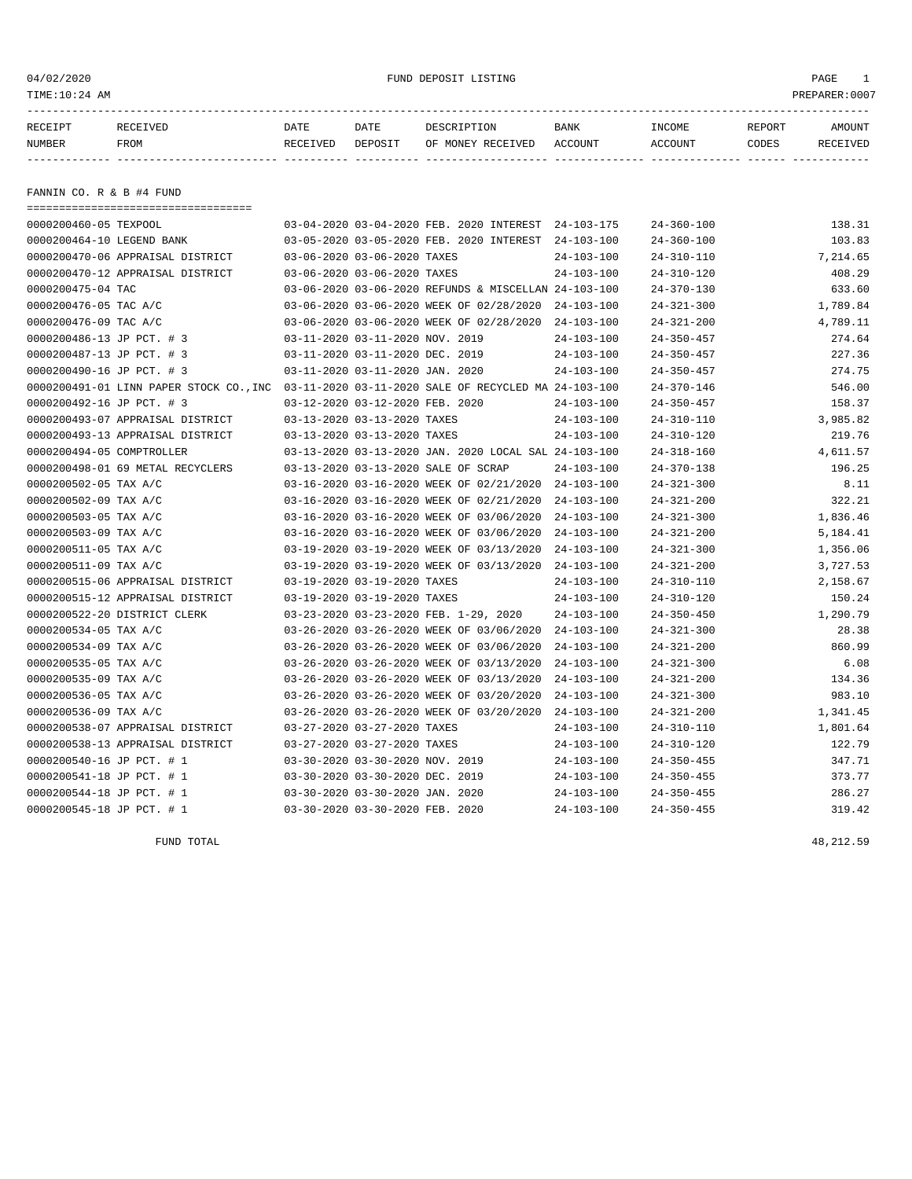04/02/2020 FUND DEPOSIT LISTING

TIME:10:24 AM PREPARER:0007

| RECEIPT NUMBER | RECEIVED FROM | DATE RECEIVED | DATE DEPOSIT | DESCRIPTION OF MONEY RECEIVED | BANK ACCOUNT | INCOME ACCOUNT | REPORT CODES | AMOUNT RECEIVED |
|---|---|---|---|---|---|---|---|---|

## FANNIN CO. R & B #4 FUND

| RECEIPT NUMBER | RECEIVED FROM | DATE RECEIVED | DATE DEPOSIT | DESCRIPTION OF MONEY RECEIVED | BANK ACCOUNT | INCOME ACCOUNT | REPORT CODES | AMOUNT RECEIVED |
|---|---|---|---|---|---|---|---|---|
| 0000200460-05 | TEXPOOL | 03-04-2020 | 03-04-2020 | FEB. 2020 INTEREST | 24-103-175 | 24-360-100 | | 138.31 |
| 0000200464-10 | LEGEND BANK | 03-05-2020 | 03-05-2020 | FEB. 2020 INTEREST | 24-103-100 | 24-360-100 | | 103.83 |
| 0000200470-06 | APPRAISAL DISTRICT | 03-06-2020 | 03-06-2020 | TAXES | 24-103-100 | 24-310-110 | | 7,214.65 |
| 0000200470-12 | APPRAISAL DISTRICT | 03-06-2020 | 03-06-2020 | TAXES | 24-103-100 | 24-310-120 | | 408.29 |
| 0000200475-04 | TAC | 03-06-2020 | 03-06-2020 | REFUNDS & MISCELLAN | 24-103-100 | 24-370-130 | | 633.60 |
| 0000200476-05 | TAC A/C | 03-06-2020 | 03-06-2020 | WEEK OF 02/28/2020 | 24-103-100 | 24-321-300 | | 1,789.84 |
| 0000200476-09 | TAC A/C | 03-06-2020 | 03-06-2020 | WEEK OF 02/28/2020 | 24-103-100 | 24-321-200 | | 4,789.11 |
| 0000200486-13 | JP PCT. # 3 | 03-11-2020 | 03-11-2020 | NOV. 2019 | 24-103-100 | 24-350-457 | | 274.64 |
| 0000200487-13 | JP PCT. # 3 | 03-11-2020 | 03-11-2020 | DEC. 2019 | 24-103-100 | 24-350-457 | | 227.36 |
| 0000200490-16 | JP PCT. # 3 | 03-11-2020 | 03-11-2020 | JAN. 2020 | 24-103-100 | 24-350-457 | | 274.75 |
| 0000200491-01 | LINN PAPER STOCK CO.,INC | 03-11-2020 | 03-11-2020 | SALE OF RECYCLED MA | 24-103-100 | 24-370-146 | | 546.00 |
| 0000200492-16 | JP PCT. # 3 | 03-12-2020 | 03-12-2020 | FEB. 2020 | 24-103-100 | 24-350-457 | | 158.37 |
| 0000200493-07 | APPRAISAL DISTRICT | 03-13-2020 | 03-13-2020 | TAXES | 24-103-100 | 24-310-110 | | 3,985.82 |
| 0000200493-13 | APPRAISAL DISTRICT | 03-13-2020 | 03-13-2020 | TAXES | 24-103-100 | 24-310-120 | | 219.76 |
| 0000200494-05 | COMPTROLLER | 03-13-2020 | 03-13-2020 | JAN. 2020 LOCAL SAL | 24-103-100 | 24-318-160 | | 4,611.57 |
| 0000200498-01 | 69 METAL RECYCLERS | 03-13-2020 | 03-13-2020 | SALE OF SCRAP | 24-103-100 | 24-370-138 | | 196.25 |
| 0000200502-05 | TAX A/C | 03-16-2020 | 03-16-2020 | WEEK OF 02/21/2020 | 24-103-100 | 24-321-300 | | 8.11 |
| 0000200502-09 | TAX A/C | 03-16-2020 | 03-16-2020 | WEEK OF 02/21/2020 | 24-103-100 | 24-321-200 | | 322.21 |
| 0000200503-05 | TAX A/C | 03-16-2020 | 03-16-2020 | WEEK OF 03/06/2020 | 24-103-100 | 24-321-300 | | 1,836.46 |
| 0000200503-09 | TAX A/C | 03-16-2020 | 03-16-2020 | WEEK OF 03/06/2020 | 24-103-100 | 24-321-200 | | 5,184.41 |
| 0000200511-05 | TAX A/C | 03-19-2020 | 03-19-2020 | WEEK OF 03/13/2020 | 24-103-100 | 24-321-300 | | 1,356.06 |
| 0000200511-09 | TAX A/C | 03-19-2020 | 03-19-2020 | WEEK OF 03/13/2020 | 24-103-100 | 24-321-200 | | 3,727.53 |
| 0000200515-06 | APPRAISAL DISTRICT | 03-19-2020 | 03-19-2020 | TAXES | 24-103-100 | 24-310-110 | | 2,158.67 |
| 0000200515-12 | APPRAISAL DISTRICT | 03-19-2020 | 03-19-2020 | TAXES | 24-103-100 | 24-310-120 | | 150.24 |
| 0000200522-20 | DISTRICT CLERK | 03-23-2020 | 03-23-2020 | FEB. 1-29, 2020 | 24-103-100 | 24-350-450 | | 1,290.79 |
| 0000200534-05 | TAX A/C | 03-26-2020 | 03-26-2020 | WEEK OF 03/06/2020 | 24-103-100 | 24-321-300 | | 28.38 |
| 0000200534-09 | TAX A/C | 03-26-2020 | 03-26-2020 | WEEK OF 03/06/2020 | 24-103-100 | 24-321-200 | | 860.99 |
| 0000200535-05 | TAX A/C | 03-26-2020 | 03-26-2020 | WEEK OF 03/13/2020 | 24-103-100 | 24-321-300 | | 6.08 |
| 0000200535-09 | TAX A/C | 03-26-2020 | 03-26-2020 | WEEK OF 03/13/2020 | 24-103-100 | 24-321-200 | | 134.36 |
| 0000200536-05 | TAX A/C | 03-26-2020 | 03-26-2020 | WEEK OF 03/20/2020 | 24-103-100 | 24-321-300 | | 983.10 |
| 0000200536-09 | TAX A/C | 03-26-2020 | 03-26-2020 | WEEK OF 03/20/2020 | 24-103-100 | 24-321-200 | | 1,341.45 |
| 0000200538-07 | APPRAISAL DISTRICT | 03-27-2020 | 03-27-2020 | TAXES | 24-103-100 | 24-310-110 | | 1,801.64 |
| 0000200538-13 | APPRAISAL DISTRICT | 03-27-2020 | 03-27-2020 | TAXES | 24-103-100 | 24-310-120 | | 122.79 |
| 0000200540-16 | JP PCT. # 1 | 03-30-2020 | 03-30-2020 | NOV. 2019 | 24-103-100 | 24-350-455 | | 347.71 |
| 0000200541-18 | JP PCT. # 1 | 03-30-2020 | 03-30-2020 | DEC. 2019 | 24-103-100 | 24-350-455 | | 373.77 |
| 0000200544-18 | JP PCT. # 1 | 03-30-2020 | 03-30-2020 | JAN. 2020 | 24-103-100 | 24-350-455 | | 286.27 |
| 0000200545-18 | JP PCT. # 1 | 03-30-2020 | 03-30-2020 | FEB. 2020 | 24-103-100 | 24-350-455 | | 319.42 |
| | FUND TOTAL | | | | | | | 48,212.59 |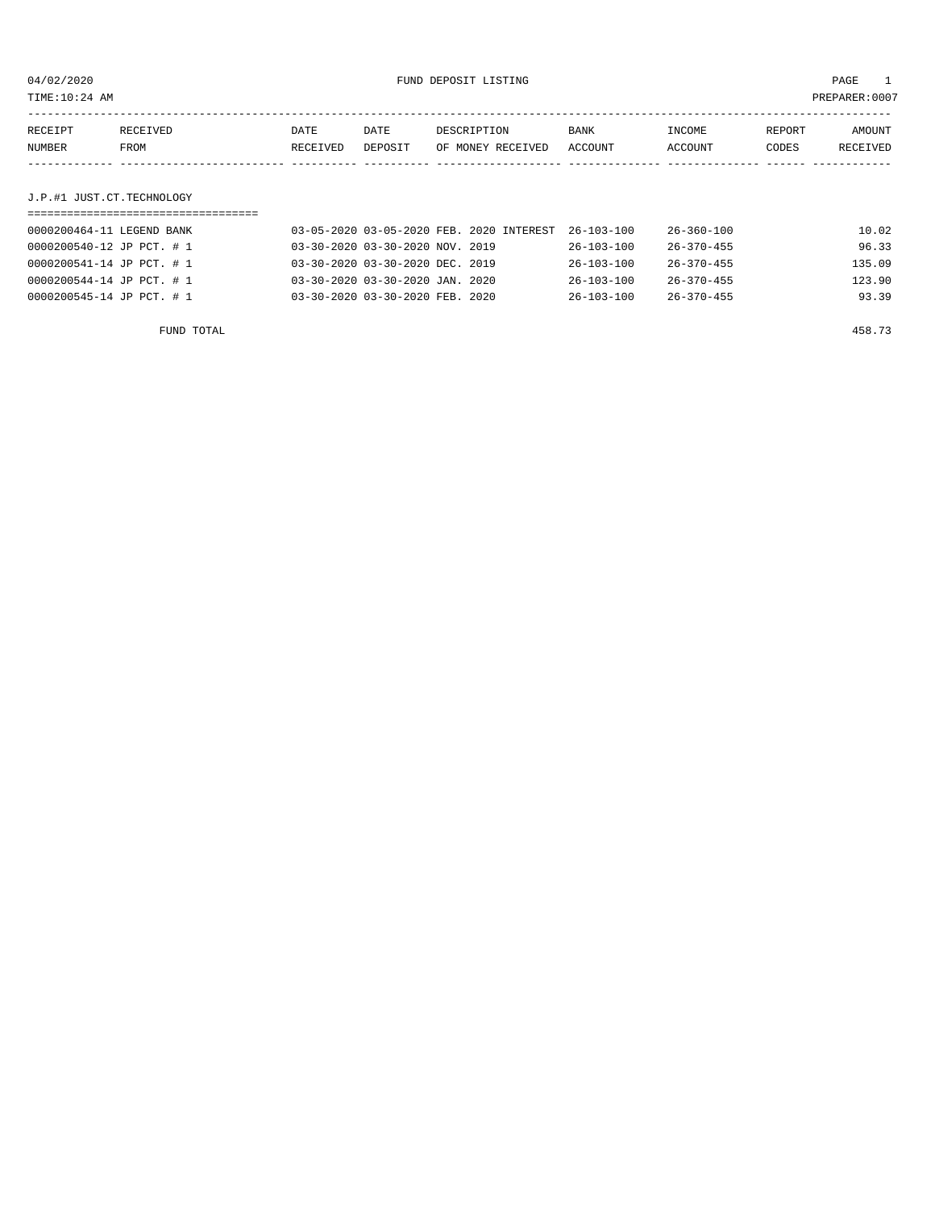04/02/2020 FUND DEPOSIT LISTING

TIME:10:24 AM PREPARER:0007

| RECEIPT NUMBER | RECEIVED FROM | DATE RECEIVED | DATE DEPOSIT | DESCRIPTION OF MONEY RECEIVED | BANK ACCOUNT | INCOME ACCOUNT | REPORT CODES | AMOUNT RECEIVED |
|---|---|---|---|---|---|---|---|---|

## J.P.#1 JUST.CT.TECHNOLOGY

| RECEIPT NUMBER | RECEIVED FROM | DATE RECEIVED | DATE DEPOSIT | DESCRIPTION OF MONEY RECEIVED | BANK ACCOUNT | INCOME ACCOUNT | REPORT CODES | AMOUNT RECEIVED |
|---|---|---|---|---|---|---|---|---|
| 0000200464-11 | LEGEND BANK | 03-05-2020 | 03-05-2020 | FEB. 2020 INTEREST | 26-103-100 | 26-360-100 | | 10.02 |
| 0000200540-12 | JP PCT. # 1 | 03-30-2020 | 03-30-2020 | NOV. 2019 | 26-103-100 | 26-370-455 | | 96.33 |
| 0000200541-14 | JP PCT. # 1 | 03-30-2020 | 03-30-2020 | DEC. 2019 | 26-103-100 | 26-370-455 | | 135.09 |
| 0000200544-14 | JP PCT. # 1 | 03-30-2020 | 03-30-2020 | JAN. 2020 | 26-103-100 | 26-370-455 | | 123.90 |
| 0000200545-14 | JP PCT. # 1 | 03-30-2020 | 03-30-2020 | FEB. 2020 | 26-103-100 | 26-370-455 | | 93.39 |

FUND TOTAL 458.73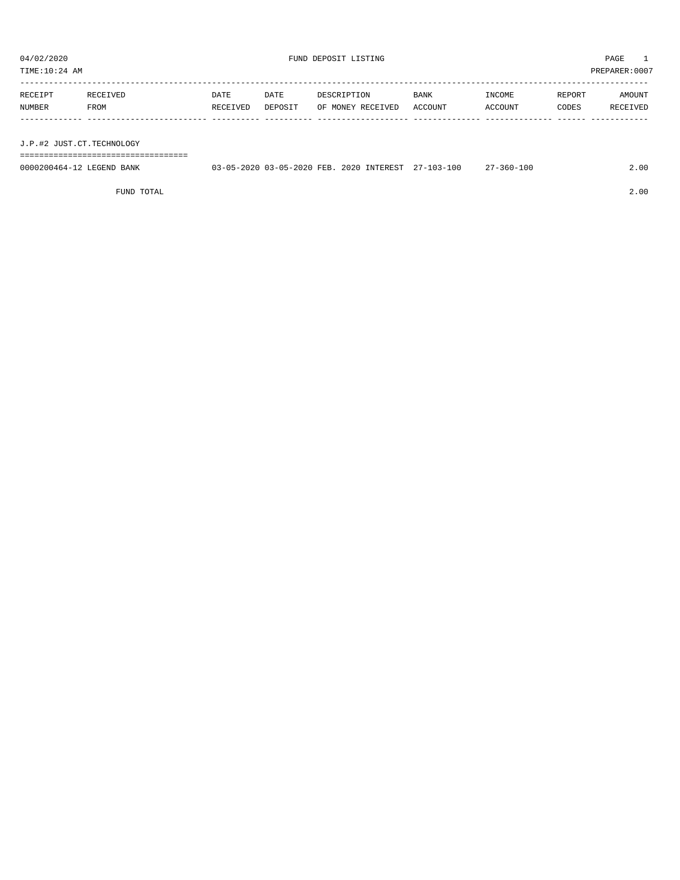04/02/2020 FUND DEPOSIT LISTING

TIME:10:24 AM PREPARER:0007

| RECEIPT NUMBER | RECEIVED FROM | DATE RECEIVED | DATE DEPOSIT | DESCRIPTION OF MONEY RECEIVED | BANK ACCOUNT | INCOME ACCOUNT | REPORT CODES | AMOUNT RECEIVED |
|---|---|---|---|---|---|---|---|---|
| **J.P.#2 JUST.CT.TECHNOLOGY** | | | | | | | | |
| 0000200464-12 | LEGEND BANK | 03-05-2020 | 03-05-2020 | FEB. 2020 INTEREST | 27-103-100 | 27-360-100 | | 2.00 |
| | FUND TOTAL | | | | | | | 2.00 |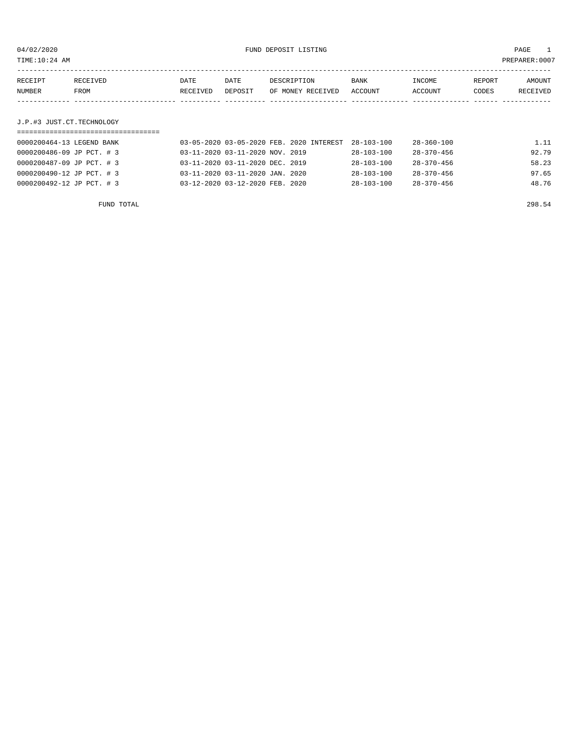04/02/2020 FUND DEPOSIT LISTING

TIME:10:24 AM PREPARER:0007

| RECEIPT NUMBER | RECEIVED FROM | DATE RECEIVED | DATE DEPOSIT | DESCRIPTION OF MONEY RECEIVED | BANK ACCOUNT | INCOME ACCOUNT | REPORT CODES | AMOUNT RECEIVED |
|---|---|---|---|---|---|---|---|---|

## J.P.#3 JUST.CT.TECHNOLOGY

| RECEIPT NUMBER | RECEIVED FROM | DATE RECEIVED | DATE DEPOSIT | DESCRIPTION OF MONEY RECEIVED | BANK ACCOUNT | INCOME ACCOUNT | REPORT CODES | AMOUNT RECEIVED |
|---|---|---|---|---|---|---|---|---|
| 0000200464-13 | LEGEND BANK | 03-05-2020 | 03-05-2020 | FEB. 2020 INTEREST | 28-103-100 | 28-360-100 | | 1.11 |
| 0000200486-09 | JP PCT. # 3 | 03-11-2020 | 03-11-2020 | NOV. 2019 | 28-103-100 | 28-370-456 | | 92.79 |
| 0000200487-09 | JP PCT. # 3 | 03-11-2020 | 03-11-2020 | DEC. 2019 | 28-103-100 | 28-370-456 | | 58.23 |
| 0000200490-12 | JP PCT. # 3 | 03-11-2020 | 03-11-2020 | JAN. 2020 | 28-103-100 | 28-370-456 | | 97.65 |
| 0000200492-12 | JP PCT. # 3 | 03-12-2020 | 03-12-2020 | FEB. 2020 | 28-103-100 | 28-370-456 | | 48.76 |
| | FUND TOTAL | | | | | | | 298.54 |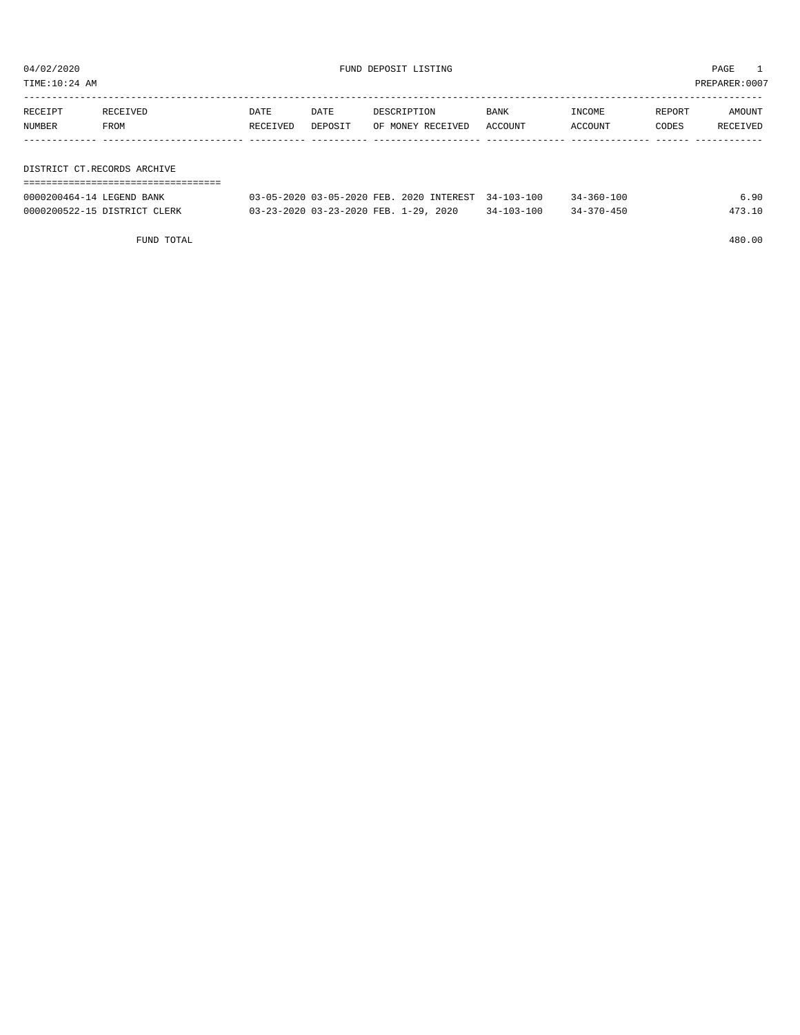04/02/2020 FUND DEPOSIT LISTING

TIME:10:24 AM PREPARER:0007

| RECEIPT NUMBER | RECEIVED FROM | DATE RECEIVED | DATE DEPOSIT | DESCRIPTION OF MONEY RECEIVED | BANK ACCOUNT | INCOME ACCOUNT | REPORT CODES | AMOUNT RECEIVED |
|---|---|---|---|---|---|---|---|---|

## DISTRICT CT.RECORDS ARCHIVE

| RECEIPT NUMBER | RECEIVED FROM | DATE RECEIVED | DATE DEPOSIT | DESCRIPTION OF MONEY RECEIVED | BANK ACCOUNT | INCOME ACCOUNT | REPORT CODES | AMOUNT RECEIVED |
|---|---|---|---|---|---|---|---|---|
| 0000200464-14 | LEGEND BANK | 03-05-2020 | 03-05-2020 | FEB. 2020 INTEREST | 34-103-100 | 34-360-100 | | 6.90 |
| 0000200522-15 | DISTRICT CLERK | 03-23-2020 | 03-23-2020 | FEB. 1-29, 2020 | 34-103-100 | 34-370-450 | | 473.10 |
| | FUND TOTAL | | | | | | | 480.00 |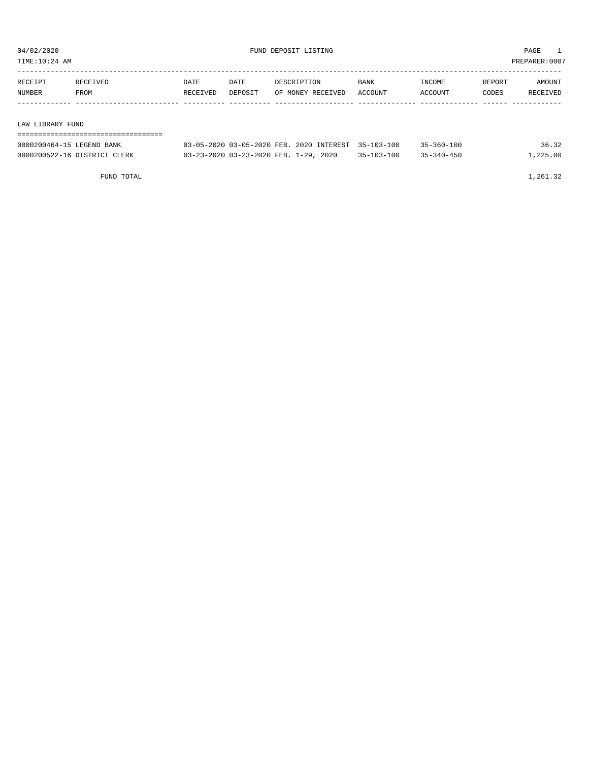04/02/2020 FUND DEPOSIT LISTING

TIME:10:24 AM PREPARER:0007

## LAW LIBRARY FUND

| RECEIPT NUMBER | RECEIVED FROM | DATE RECEIVED | DATE DEPOSIT | DESCRIPTION OF MONEY RECEIVED | BANK ACCOUNT | INCOME ACCOUNT | REPORT CODES | AMOUNT RECEIVED |
|---|---|---|---|---|---|---|---|---|
| 0000200464-15 | LEGEND BANK | 03-05-2020 | 03-05-2020 | FEB. 2020 INTEREST | 35-103-100 | 35-360-100 | | 36.32 |
| 0000200522-16 | DISTRICT CLERK | 03-23-2020 | 03-23-2020 | FEB. 1-29, 2020 | 35-103-100 | 35-340-450 | | 1,225.00 |
| | FUND TOTAL | | | | | | | 1,261.32 |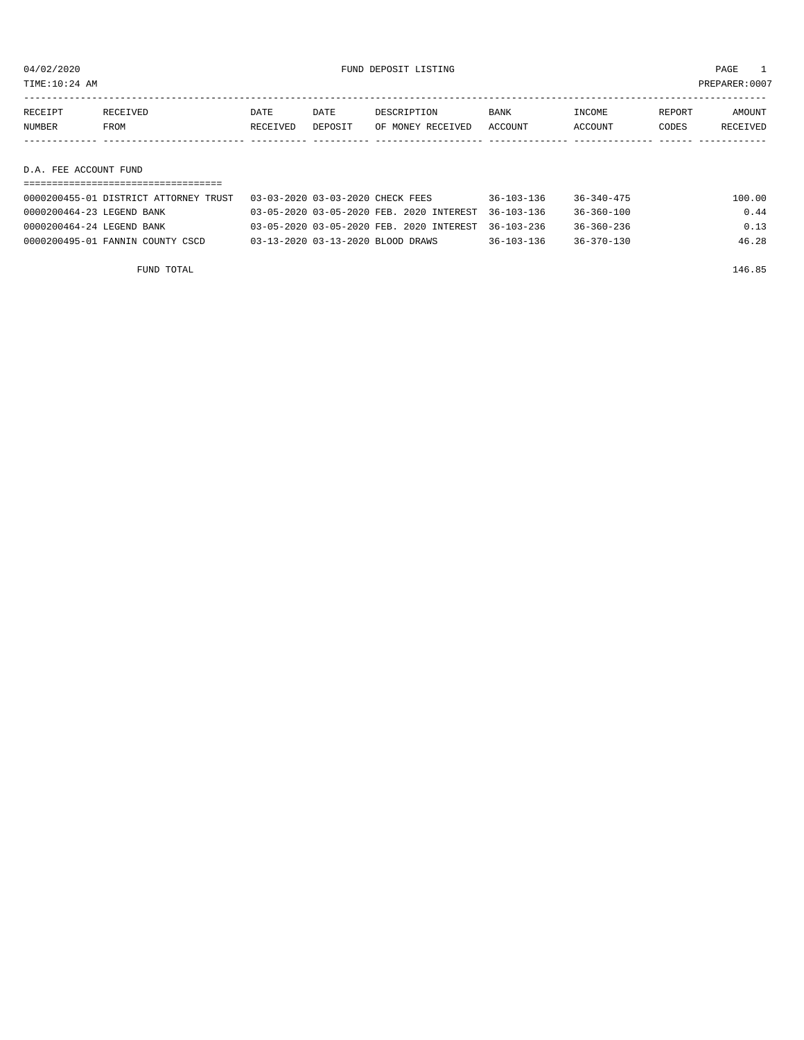04/02/2020 FUND DEPOSIT LISTING

TIME:10:24 AM PREPARER:0007

| RECEIPT NUMBER | RECEIVED FROM | DATE RECEIVED | DATE DEPOSIT | DESCRIPTION OF MONEY RECEIVED | BANK ACCOUNT | INCOME ACCOUNT | REPORT CODES | AMOUNT RECEIVED |
|---|---|---|---|---|---|---|---|---|

## D.A. FEE ACCOUNT FUND

| RECEIPT NUMBER | RECEIVED FROM | DATE RECEIVED | DATE DEPOSIT | DESCRIPTION OF MONEY RECEIVED | BANK ACCOUNT | INCOME ACCOUNT | REPORT CODES | AMOUNT RECEIVED |
|---|---|---|---|---|---|---|---|---|
| 0000200455-01 | DISTRICT ATTORNEY TRUST | 03-03-2020 | 03-03-2020 | CHECK FEES | 36-103-136 | 36-340-475 | | 100.00 |
| 0000200464-23 | LEGEND BANK | 03-05-2020 | 03-05-2020 | FEB. 2020 INTEREST | 36-103-136 | 36-360-100 | | 0.44 |
| 0000200464-24 | LEGEND BANK | 03-05-2020 | 03-05-2020 | FEB. 2020 INTEREST | 36-103-236 | 36-360-236 | | 0.13 |
| 0000200495-01 | FANNIN COUNTY CSCD | 03-13-2020 | 03-13-2020 | BLOOD DRAWS | 36-103-136 | 36-370-130 | | 46.28 |
| | FUND TOTAL | | | | | | | 146.85 |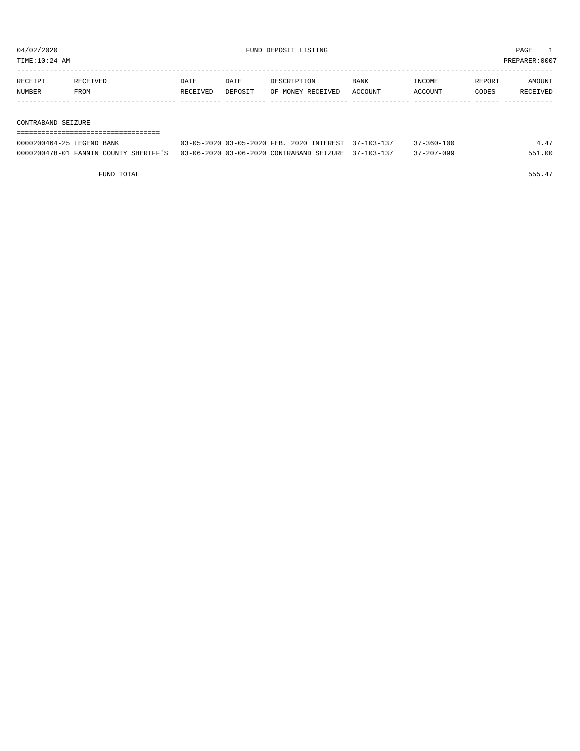04/02/2020 FUND DEPOSIT LISTING PAGE 1
TIME:10:24 AM PREPARER:0007

| RECEIPT NUMBER | RECEIVED FROM | DATE RECEIVED | DATE DEPOSIT | DESCRIPTION OF MONEY RECEIVED | BANK ACCOUNT | INCOME ACCOUNT | REPORT CODES | AMOUNT RECEIVED |
|---|---|---|---|---|---|---|---|---|
| **CONTRABAND SEIZURE** | | | | | | | | |
| 0000200464-25 | LEGEND BANK | 03-05-2020 | 03-05-2020 | FEB. 2020 INTEREST | 37-103-137 | 37-360-100 | | 4.47 |
| 0000200478-01 | FANNIN COUNTY SHERIFF'S | 03-06-2020 | 03-06-2020 | CONTRABAND SEIZURE | 37-103-137 | 37-207-099 | | 551.00 |
| | FUND TOTAL | | | | | | | 555.47 |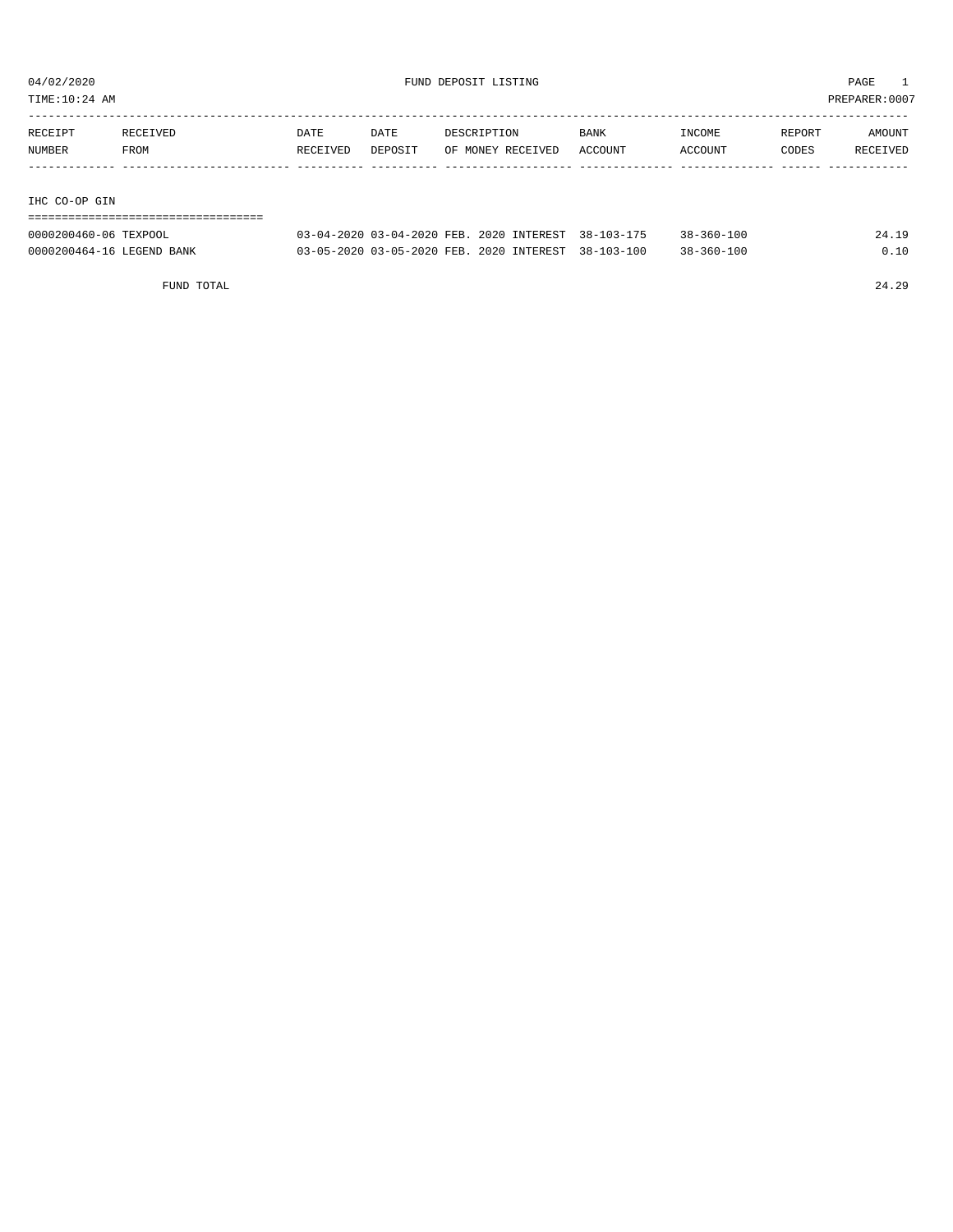04/02/2020 FUND DEPOSIT LISTING

TIME:10:24 AM PREPARER:0007

| RECEIPT NUMBER | RECEIVED FROM | DATE RECEIVED | DATE DEPOSIT | DESCRIPTION OF MONEY RECEIVED | BANK ACCOUNT | INCOME ACCOUNT | REPORT CODES | AMOUNT RECEIVED |
|---|---|---|---|---|---|---|---|---|
| **IHC CO-OP GIN** | | | | | | | | |
| 0000200460-06 | TEXPOOL | 03-04-2020 | 03-04-2020 | FEB. 2020 INTEREST | 38-103-175 | 38-360-100 | | 24.19 |
| 0000200464-16 | LEGEND BANK | 03-05-2020 | 03-05-2020 | FEB. 2020 INTEREST | 38-103-100 | 38-360-100 | | 0.10 |
| | FUND TOTAL | | | | | | | 24.29 |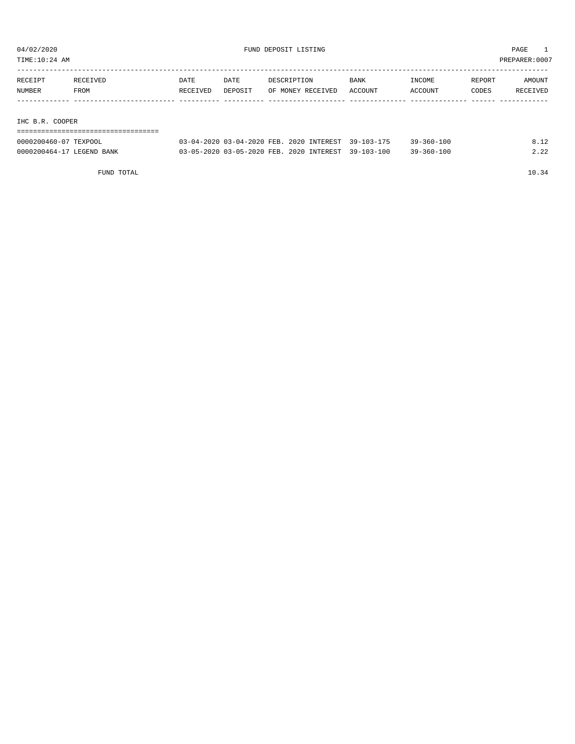04/02/2020 FUND DEPOSIT LISTING PAGE 1
TIME:10:24 AM PREPARER:0007

| RECEIPT NUMBER | RECEIVED FROM | DATE RECEIVED | DATE DEPOSIT | DESCRIPTION OF MONEY RECEIVED | BANK ACCOUNT | INCOME ACCOUNT | REPORT CODES | AMOUNT RECEIVED |
|---|---|---|---|---|---|---|---|---|
| **IHC B.R. COOPER** | | | | | | | | |
| 0000200460-07 | TEXPOOL | 03-04-2020 | 03-04-2020 | FEB. 2020 INTEREST | 39-103-175 | 39-360-100 | | 8.12 |
| 0000200464-17 | LEGEND BANK | 03-05-2020 | 03-05-2020 | FEB. 2020 INTEREST | 39-103-100 | 39-360-100 | | 2.22 |
| | FUND TOTAL | | | | | | | 10.34 |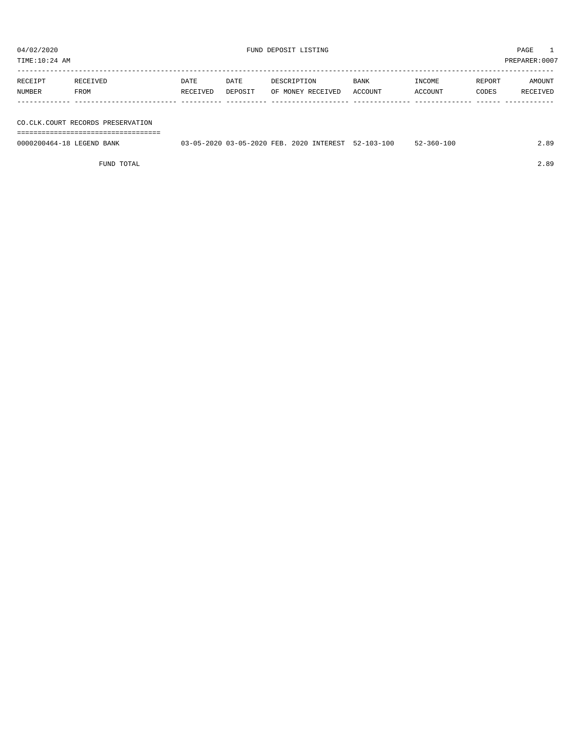04/02/2020 FUND DEPOSIT LISTING PAGE 1
TIME:10:24 AM PREPARER:0007

| RECEIPT NUMBER | RECEIVED FROM | DATE RECEIVED | DATE DEPOSIT | DESCRIPTION OF MONEY RECEIVED | BANK ACCOUNT | INCOME ACCOUNT | REPORT CODES | AMOUNT RECEIVED |
|---|---|---|---|---|---|---|---|---|
| **CO.CLK.COURT RECORDS PRESERVATION** | | | | | | | | |
| 0000200464-18 | LEGEND BANK | 03-05-2020 | 03-05-2020 | FEB. 2020 INTEREST | 52-103-100 | 52-360-100 | | 2.89 |
| | FUND TOTAL | | | | | | | 2.89 |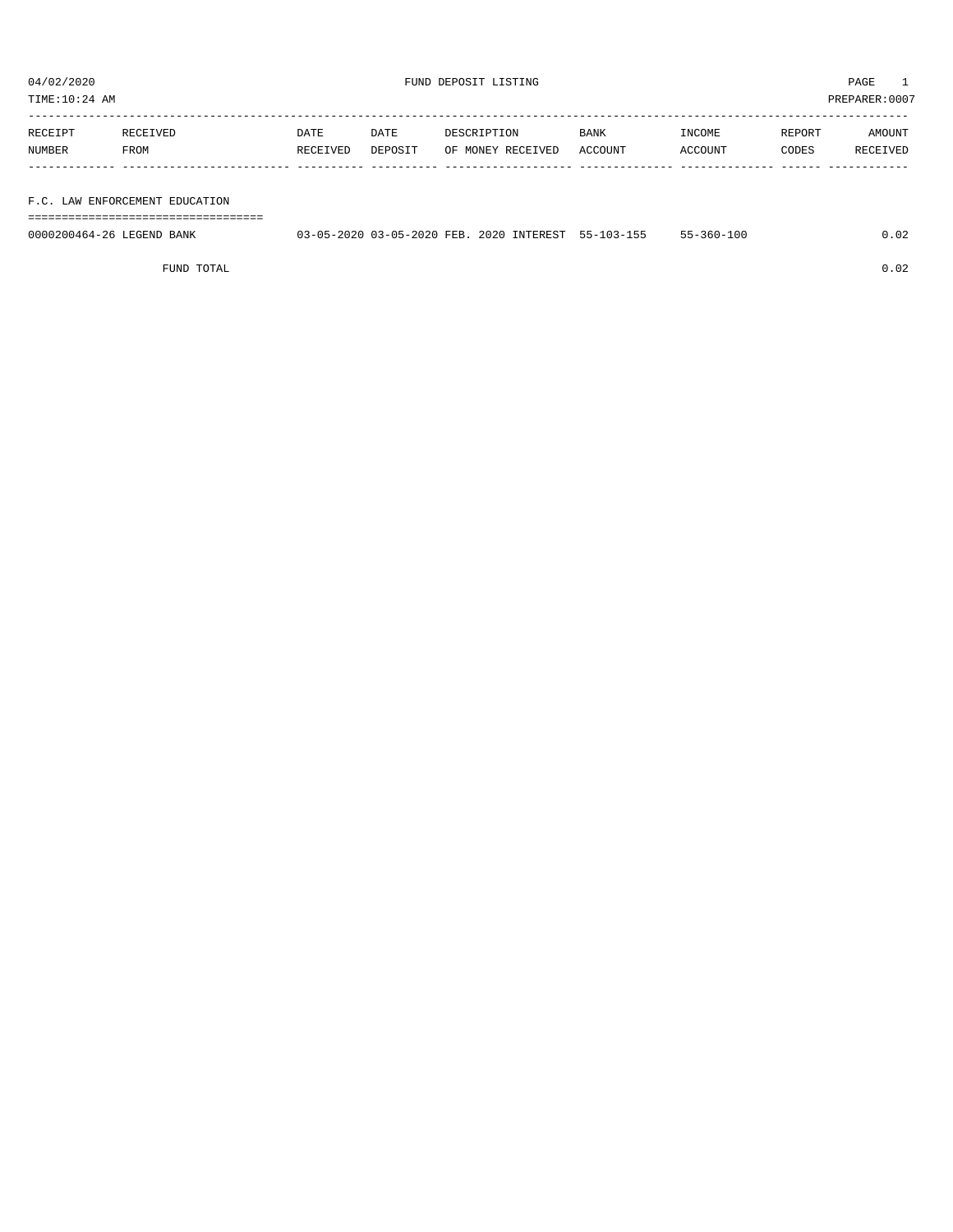04/02/2020 FUND DEPOSIT LISTING

TIME:10:24 AM PREPARER:0007

| RECEIPT NUMBER | RECEIVED FROM | DATE RECEIVED | DATE DEPOSIT | DESCRIPTION OF MONEY RECEIVED | BANK ACCOUNT | INCOME ACCOUNT | REPORT CODES | AMOUNT RECEIVED |
|---|---|---|---|---|---|---|---|---|
| **F.C. LAW ENFORCEMENT EDUCATION** | | | | | | | | |
| 0000200464-26 | LEGEND BANK | 03-05-2020 | 03-05-2020 | FEB. 2020 INTEREST | 55-103-155 | 55-360-100 | | 0.02 |
| | FUND TOTAL | | | | | | | 0.02 |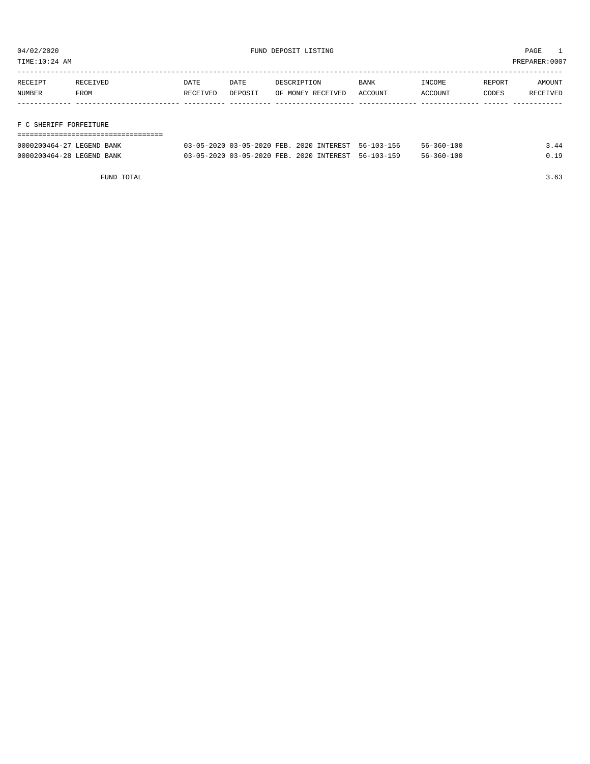04/02/2020 FUND DEPOSIT LISTING PAGE 1
TIME:10:24 AM PREPARER:0007

| RECEIPT NUMBER | RECEIVED FROM | DATE RECEIVED | DATE DEPOSIT | DESCRIPTION OF MONEY RECEIVED | BANK ACCOUNT | INCOME ACCOUNT | REPORT CODES | AMOUNT RECEIVED |
|---|---|---|---|---|---|---|---|---|

## F C SHERIFF FORFEITURE

| RECEIPT NUMBER | RECEIVED FROM | DATE RECEIVED | DATE DEPOSIT | DESCRIPTION OF MONEY RECEIVED | BANK ACCOUNT | INCOME ACCOUNT | REPORT CODES | AMOUNT RECEIVED |
|---|---|---|---|---|---|---|---|---|
| 0000200464-27 | LEGEND BANK | 03-05-2020 | 03-05-2020 | FEB. 2020 INTEREST | 56-103-156 | 56-360-100 | | 3.44 |
| 0000200464-28 | LEGEND BANK | 03-05-2020 | 03-05-2020 | FEB. 2020 INTEREST | 56-103-159 | 56-360-100 | | 0.19 |
| | FUND TOTAL | | | | | | | 3.63 |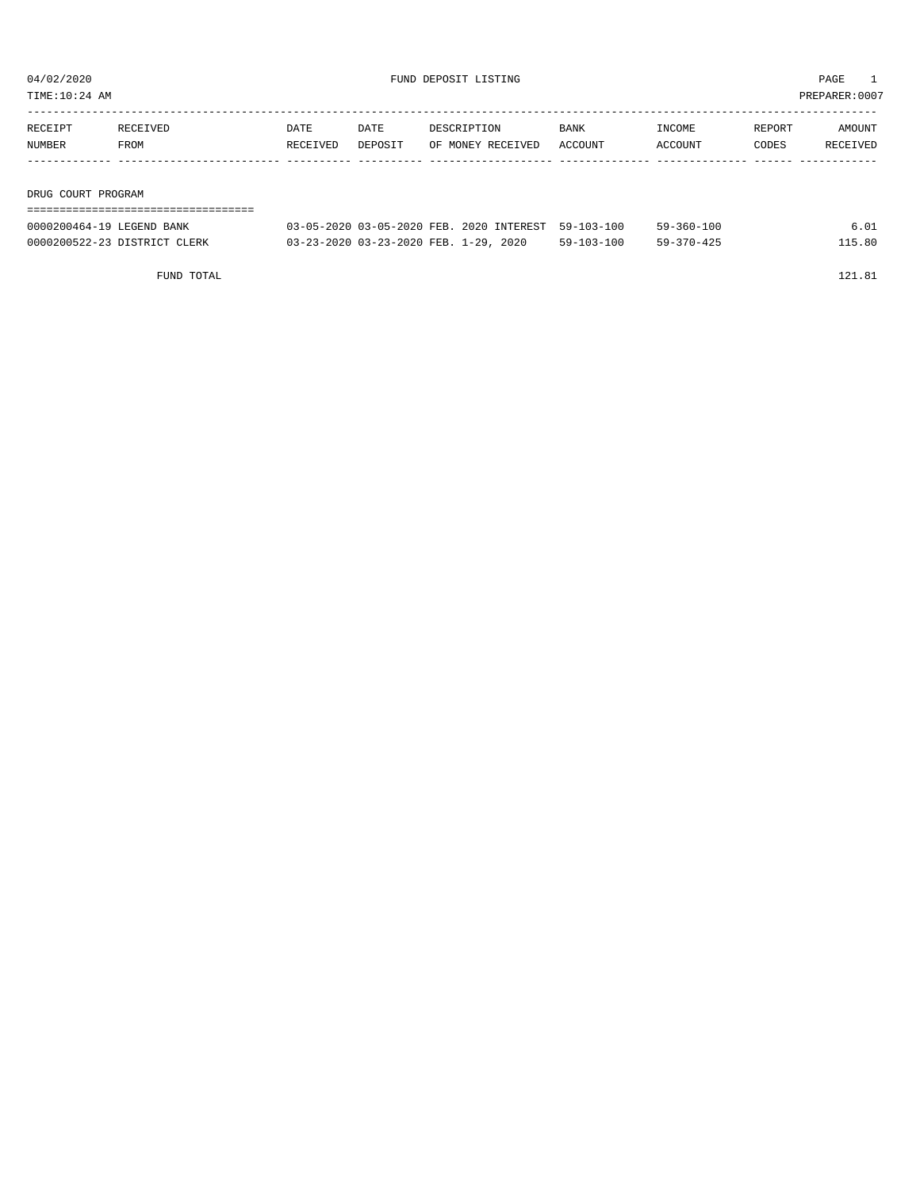# FUND DEPOSIT LISTING

04/02/2020
TIME:10:24 AM
PREPARER:0007

| RECEIPT NUMBER | RECEIVED FROM | DATE RECEIVED | DATE DEPOSIT | DESCRIPTION OF MONEY RECEIVED | BANK ACCOUNT | INCOME ACCOUNT | REPORT CODES | AMOUNT RECEIVED |
|---|---|---|---|---|---|---|---|---|

## DRUG COURT PROGRAM

| RECEIPT NUMBER | RECEIVED FROM | DATE RECEIVED | DATE DEPOSIT | DESCRIPTION OF MONEY RECEIVED | BANK ACCOUNT | INCOME ACCOUNT | REPORT CODES | AMOUNT RECEIVED |
|---|---|---|---|---|---|---|---|---|
| 0000200464-19 | LEGEND BANK | 03-05-2020 | 03-05-2020 | FEB. 2020 INTEREST | 59-103-100 | 59-360-100 | | 6.01 |
| 0000200522-23 | DISTRICT CLERK | 03-23-2020 | 03-23-2020 | FEB. 1-29, 2020 | 59-103-100 | 59-370-425 | | 115.80 |
| | FUND TOTAL | | | | | | | 121.81 |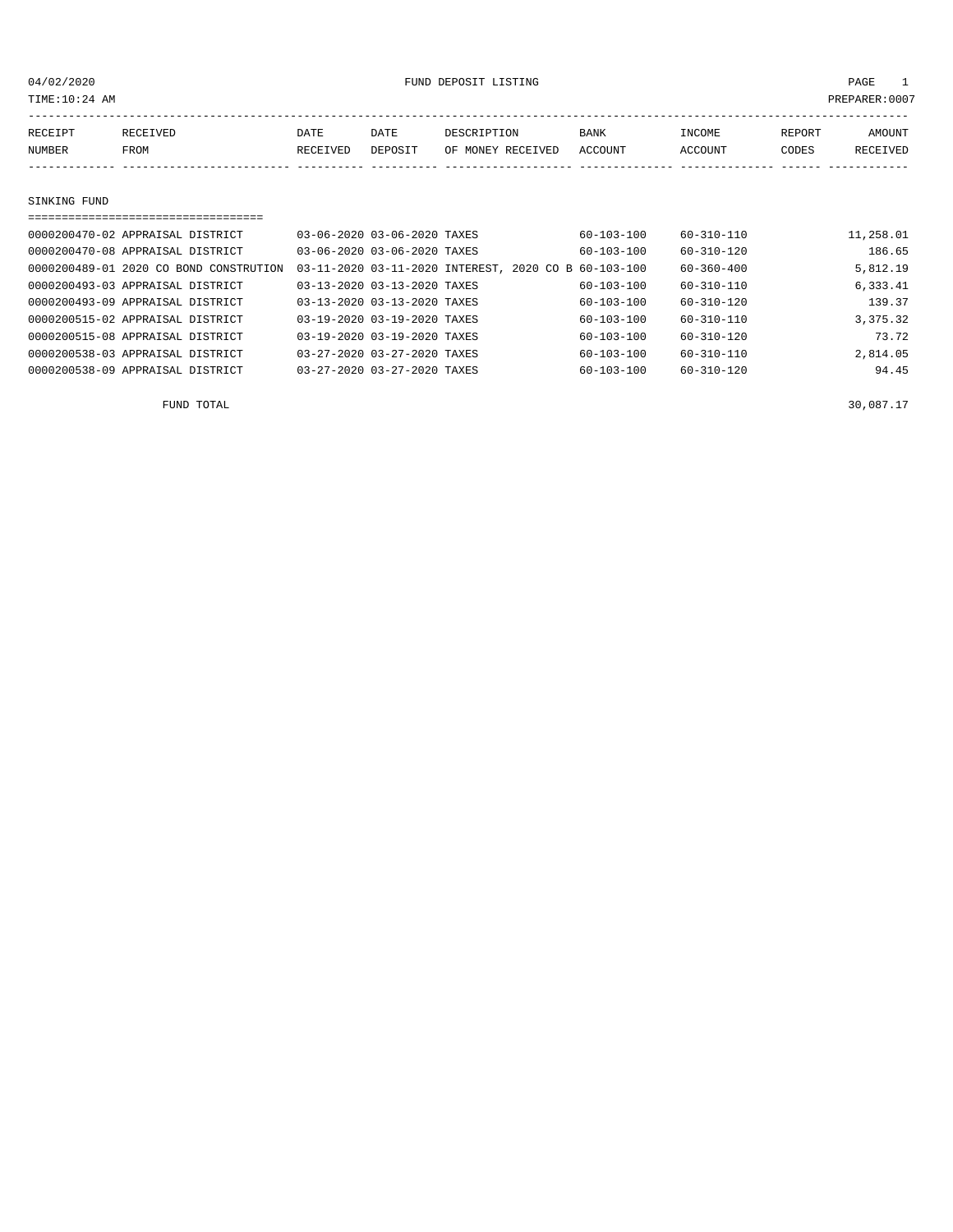04/02/2020 FUND DEPOSIT LISTING

TIME:10:24 AM PREPARER:0007

| RECEIPT NUMBER | RECEIVED FROM | DATE RECEIVED | DATE DEPOSIT | DESCRIPTION OF MONEY RECEIVED | BANK ACCOUNT | INCOME ACCOUNT | REPORT CODES | AMOUNT RECEIVED |
|---|---|---|---|---|---|---|---|---|

## SINKING FUND

| RECEIPT NUMBER | RECEIVED FROM | DATE RECEIVED | DATE DEPOSIT | DESCRIPTION OF MONEY RECEIVED | BANK ACCOUNT | INCOME ACCOUNT | REPORT CODES | AMOUNT RECEIVED |
|---|---|---|---|---|---|---|---|---|
| 0000200470-02 | APPRAISAL DISTRICT | 03-06-2020 | 03-06-2020 | TAXES | 60-103-100 | 60-310-110 | | 11,258.01 |
| 0000200470-08 | APPRAISAL DISTRICT | 03-06-2020 | 03-06-2020 | TAXES | 60-103-100 | 60-310-120 | | 186.65 |
| 0000200489-01 | 2020 CO BOND CONSTRUTION | 03-11-2020 | 03-11-2020 | INTEREST, 2020 CO B | 60-103-100 | 60-360-400 | | 5,812.19 |
| 0000200493-03 | APPRAISAL DISTRICT | 03-13-2020 | 03-13-2020 | TAXES | 60-103-100 | 60-310-110 | | 6,333.41 |
| 0000200493-09 | APPRAISAL DISTRICT | 03-13-2020 | 03-13-2020 | TAXES | 60-103-100 | 60-310-120 | | 139.37 |
| 0000200515-02 | APPRAISAL DISTRICT | 03-19-2020 | 03-19-2020 | TAXES | 60-103-100 | 60-310-110 | | 3,375.32 |
| 0000200515-08 | APPRAISAL DISTRICT | 03-19-2020 | 03-19-2020 | TAXES | 60-103-100 | 60-310-120 | | 73.72 |
| 0000200538-03 | APPRAISAL DISTRICT | 03-27-2020 | 03-27-2020 | TAXES | 60-103-100 | 60-310-110 | | 2,814.05 |
| 0000200538-09 | APPRAISAL DISTRICT | 03-27-2020 | 03-27-2020 | TAXES | 60-103-100 | 60-310-120 | | 94.45 |
| | FUND TOTAL | | | | | | | 30,087.17 |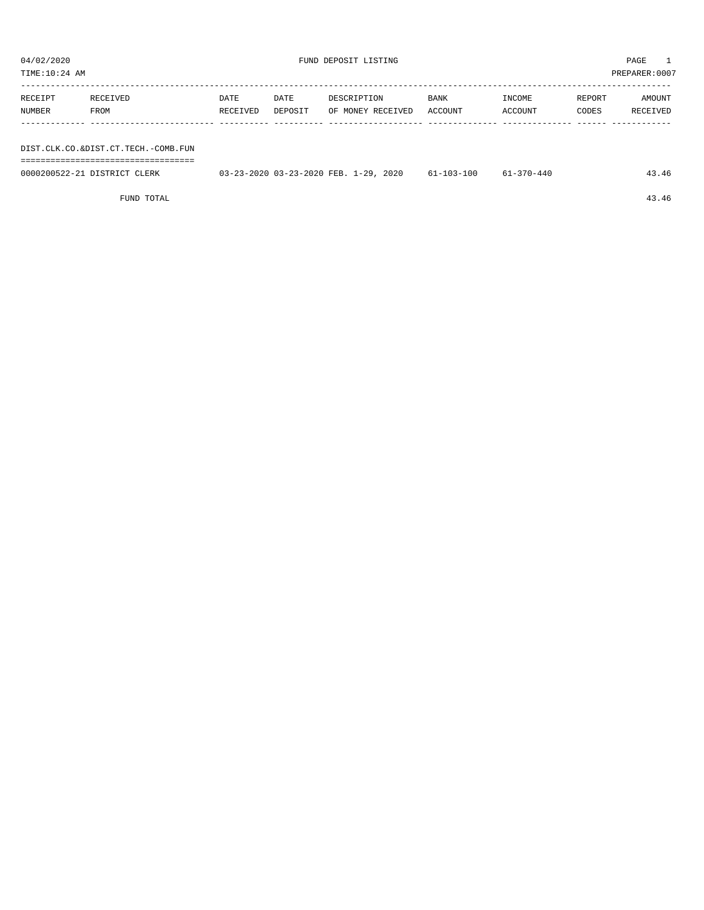04/02/2020 FUND DEPOSIT LISTING

TIME:10:24 AM PREPARER:0007

| RECEIPT NUMBER | RECEIVED FROM | DATE RECEIVED | DATE DEPOSIT | DESCRIPTION OF MONEY RECEIVED | BANK ACCOUNT | INCOME ACCOUNT | REPORT CODES | AMOUNT RECEIVED |
|---|---|---|---|---|---|---|---|---|
| **DIST.CLK.CO.&DIST.CT.TECH.-COMB.FUN** | | | | | | | | |
| 0000200522-21 | DISTRICT CLERK | 03-23-2020 | 03-23-2020 | FEB. 1-29, 2020 | 61-103-100 | 61-370-440 | | 43.46 |
| | FUND TOTAL | | | | | | | 43.46 |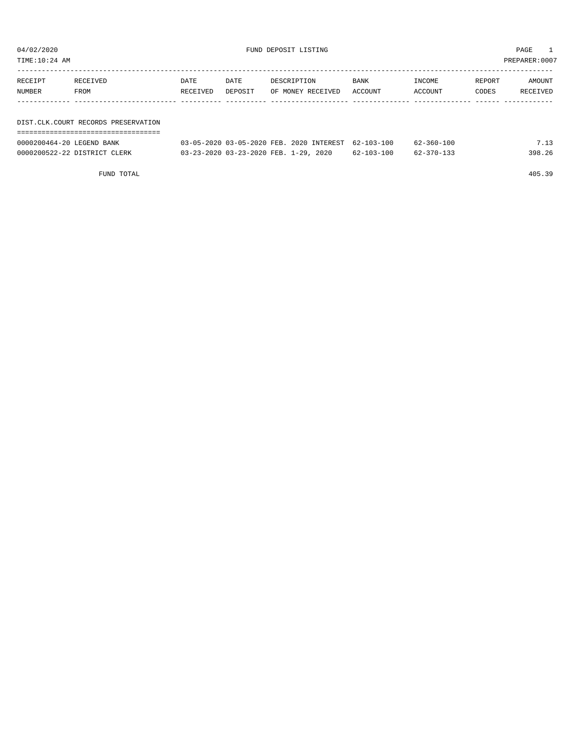04/02/2020 FUND DEPOSIT LISTING

TIME:10:24 AM PREPARER:0007

| RECEIPT NUMBER | RECEIVED FROM | DATE RECEIVED | DATE DEPOSIT | DESCRIPTION OF MONEY RECEIVED | BANK ACCOUNT | INCOME ACCOUNT | REPORT CODES | AMOUNT RECEIVED |
|---|---|---|---|---|---|---|---|---|

## DIST.CLK.COURT RECORDS PRESERVATION

| RECEIPT NUMBER | RECEIVED FROM | DATE RECEIVED | DATE DEPOSIT | DESCRIPTION OF MONEY RECEIVED | BANK ACCOUNT | INCOME ACCOUNT | REPORT CODES | AMOUNT RECEIVED |
|---|---|---|---|---|---|---|---|---|
| 0000200464-20 | LEGEND BANK | 03-05-2020 | 03-05-2020 | FEB. 2020 INTEREST | 62-103-100 | 62-360-100 | | 7.13 |
| 0000200522-22 | DISTRICT CLERK | 03-23-2020 | 03-23-2020 | FEB. 1-29, 2020 | 62-103-100 | 62-370-133 | | 398.26 |
| | FUND TOTAL | | | | | | | 405.39 |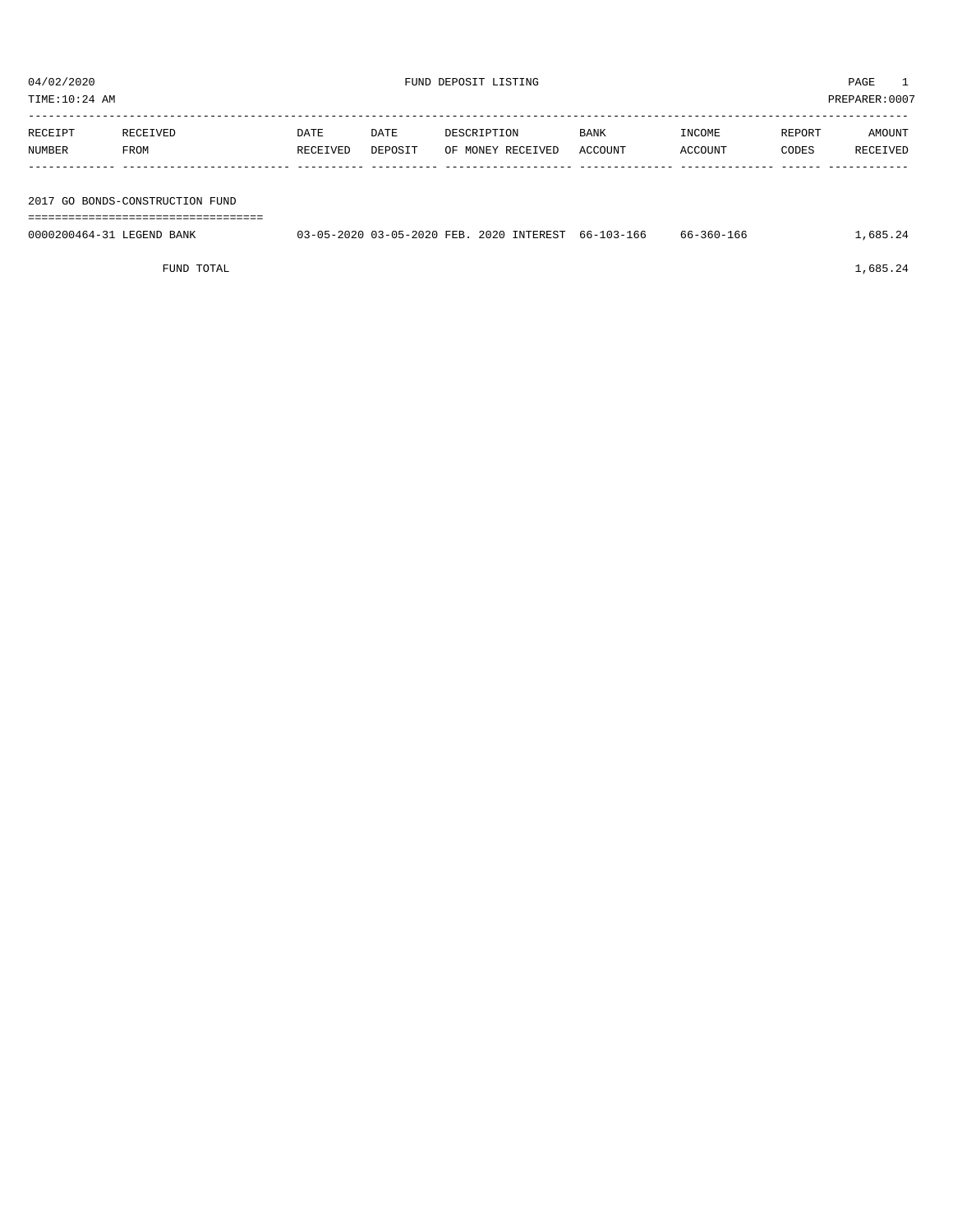04/02/2020 FUND DEPOSIT LISTING

TIME:10:24 AM PREPARER:0007

| RECEIPT NUMBER | RECEIVED FROM | DATE RECEIVED | DATE DEPOSIT | DESCRIPTION OF MONEY RECEIVED | BANK ACCOUNT | INCOME ACCOUNT | REPORT CODES | AMOUNT RECEIVED |
|---|---|---|---|---|---|---|---|---|
| **2017 GO BONDS-CONSTRUCTION FUND** | | | | | | | | |
| 0000200464-31 | LEGEND BANK | 03-05-2020 | 03-05-2020 | FEB. 2020 INTEREST | 66-103-166 | 66-360-166 | | 1,685.24 |
| | FUND TOTAL | | | | | | | 1,685.24 |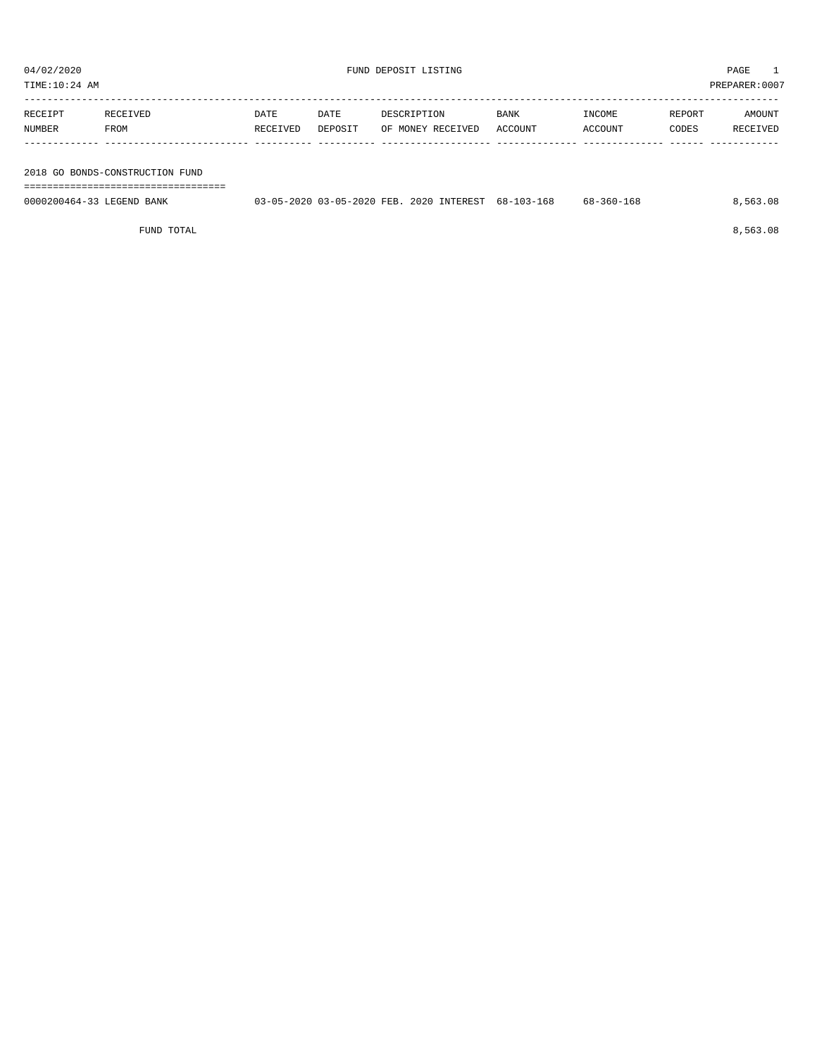04/02/2020 FUND DEPOSIT LISTING

TIME:10:24 AM PREPARER:0007

| RECEIPT NUMBER | RECEIVED FROM | DATE RECEIVED | DATE DEPOSIT | DESCRIPTION OF MONEY RECEIVED | BANK ACCOUNT | INCOME ACCOUNT | REPORT CODES | AMOUNT RECEIVED |
|---|---|---|---|---|---|---|---|---|
| **2018 GO BONDS-CONSTRUCTION FUND** | | | | | | | | |
| 0000200464-33 | LEGEND BANK | 03-05-2020 | 03-05-2020 | FEB. 2020 INTEREST | 68-103-168 | 68-360-168 | | 8,563.08 |
| | FUND TOTAL | | | | | | | 8,563.08 |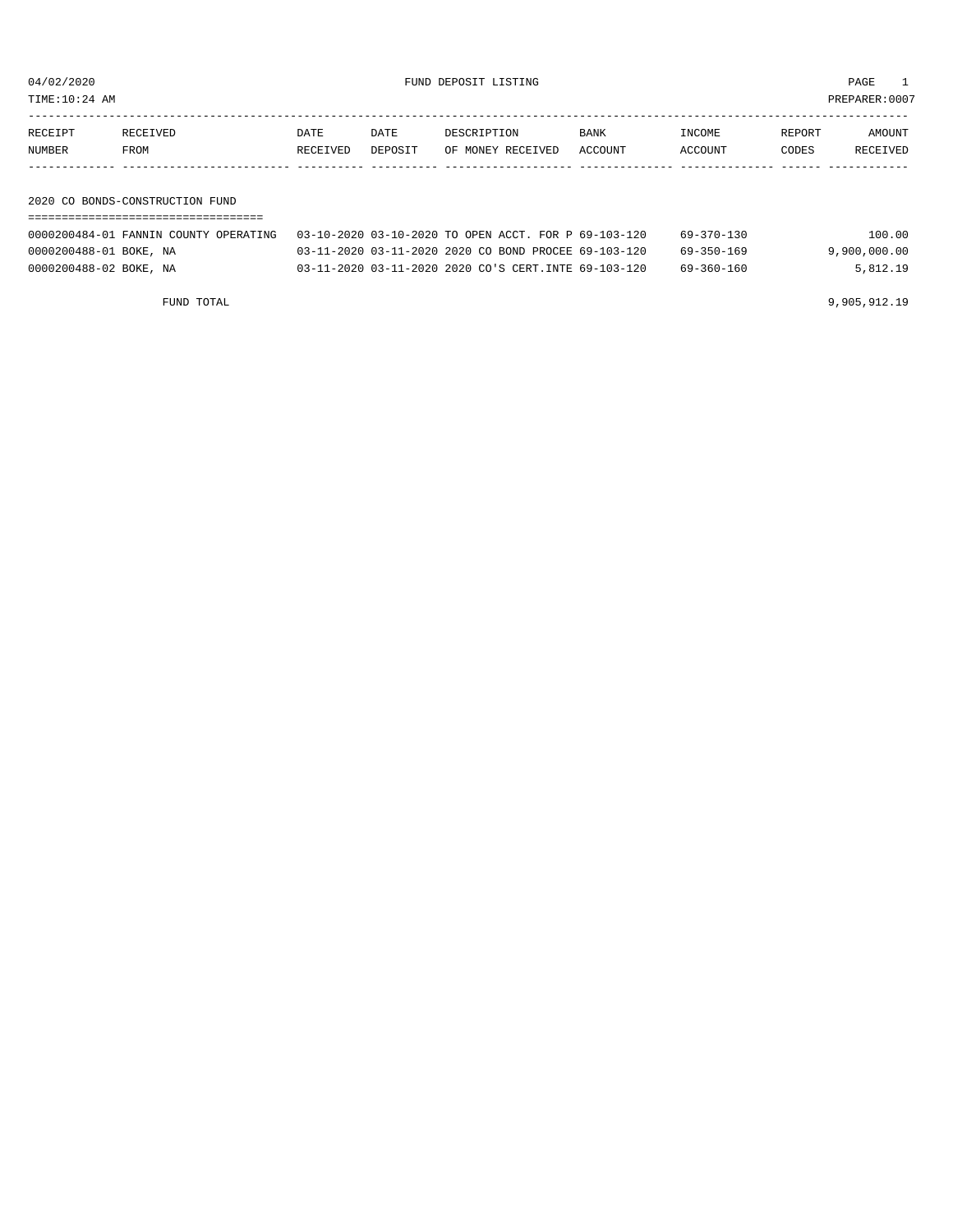04/02/2020 FUND DEPOSIT LISTING

TIME:10:24 AM PREPARER:0007

| RECEIPT NUMBER | RECEIVED FROM | DATE RECEIVED | DATE DEPOSIT | DESCRIPTION OF MONEY RECEIVED | BANK ACCOUNT | INCOME ACCOUNT | REPORT CODES | AMOUNT RECEIVED |
|---|---|---|---|---|---|---|---|---|
| **2020 CO BONDS-CONSTRUCTION FUND** | | | | | | | | |
| 0000200484-01 | FANNIN COUNTY OPERATING | 03-10-2020 | 03-10-2020 | TO OPEN ACCT. FOR P | 69-103-120 | 69-370-130 | | 100.00 |
| 0000200488-01 | BOKE, NA | 03-11-2020 | 03-11-2020 | 2020 CO BOND PROCEE | 69-103-120 | 69-350-169 | | 9,900,000.00 |
| 0000200488-02 | BOKE, NA | 03-11-2020 | 03-11-2020 | 2020 CO'S CERT.INTE | 69-103-120 | 69-360-160 | | 5,812.19 |
| | FUND TOTAL | | | | | | | 9,905,912.19 |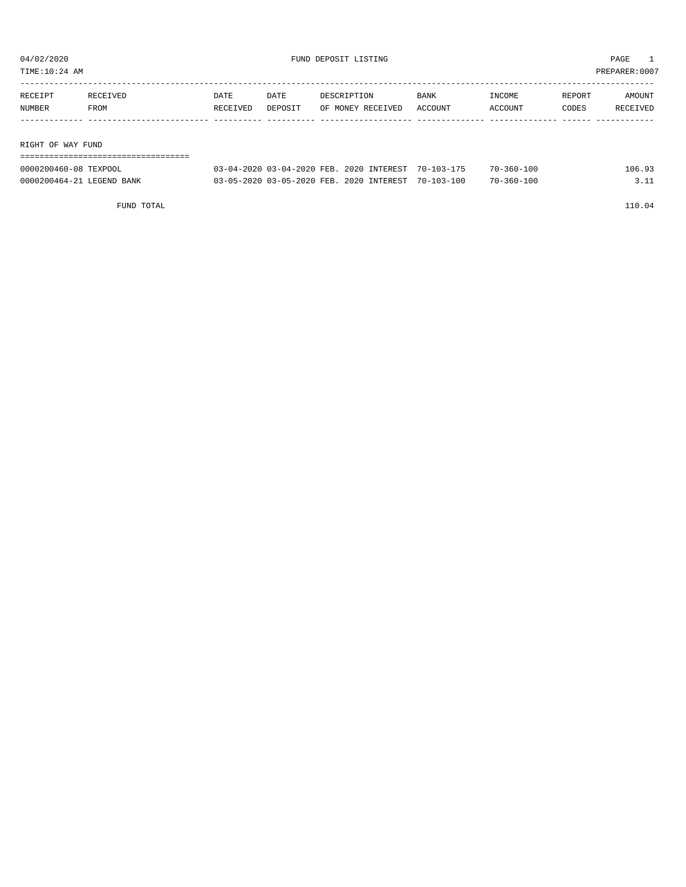FUND DEPOSIT LISTING

04/02/2020
TIME:10:24 AM
PREPARER:0007

| RECEIPT NUMBER | RECEIVED FROM | DATE RECEIVED | DATE DEPOSIT | DESCRIPTION OF MONEY RECEIVED | BANK ACCOUNT | INCOME ACCOUNT | REPORT CODES | AMOUNT RECEIVED |
|---|---|---|---|---|---|---|---|---|
| **RIGHT OF WAY FUND** | | | | | | | | |
| 0000200460-08 | TEXPOOL | 03-04-2020 | 03-04-2020 | FEB. 2020 INTEREST | 70-103-175 | 70-360-100 | | 106.93 |
| 0000200464-21 | LEGEND BANK | 03-05-2020 | 03-05-2020 | FEB. 2020 INTEREST | 70-103-100 | 70-360-100 | | 3.11 |
| | FUND TOTAL | | | | | | | 110.04 |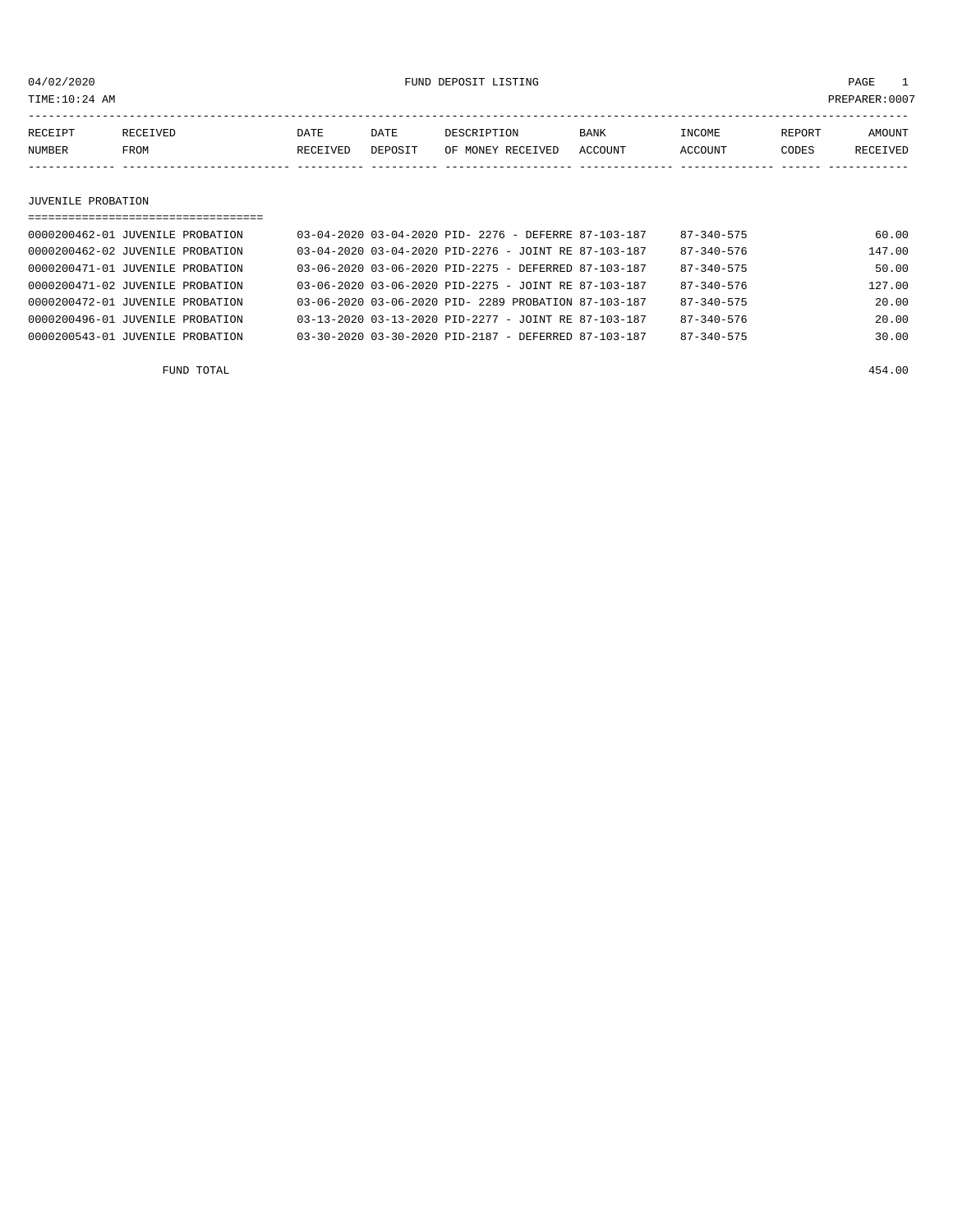04/02/2020 FUND DEPOSIT LISTING PAGE 1
TIME:10:24 AM PREPARER:0007

| RECEIPT NUMBER | RECEIVED FROM | DATE RECEIVED | DATE DEPOSIT | DESCRIPTION OF MONEY RECEIVED | BANK ACCOUNT | INCOME ACCOUNT | REPORT CODES | AMOUNT RECEIVED |
|---|---|---|---|---|---|---|---|---|

## JUVENILE PROBATION

| RECEIPT NUMBER | RECEIVED FROM | DATE RECEIVED | DATE DEPOSIT | DESCRIPTION OF MONEY RECEIVED | BANK ACCOUNT | INCOME ACCOUNT | REPORT CODES | AMOUNT RECEIVED |
|---|---|---|---|---|---|---|---|---|
| 0000200462-01 | JUVENILE PROBATION | 03-04-2020 | 03-04-2020 | PID- 2276 - DEFERRE | 87-103-187 | 87-340-575 | | 60.00 |
| 0000200462-02 | JUVENILE PROBATION | 03-04-2020 | 03-04-2020 | PID-2276 - JOINT RE | 87-103-187 | 87-340-576 | | 147.00 |
| 0000200471-01 | JUVENILE PROBATION | 03-06-2020 | 03-06-2020 | PID-2275 - DEFERRED | 87-103-187 | 87-340-575 | | 50.00 |
| 0000200471-02 | JUVENILE PROBATION | 03-06-2020 | 03-06-2020 | PID-2275 - JOINT RE | 87-103-187 | 87-340-576 | | 127.00 |
| 0000200472-01 | JUVENILE PROBATION | 03-06-2020 | 03-06-2020 | PID- 2289 PROBATION | 87-103-187 | 87-340-575 | | 20.00 |
| 0000200496-01 | JUVENILE PROBATION | 03-13-2020 | 03-13-2020 | PID-2277 - JOINT RE | 87-103-187 | 87-340-576 | | 20.00 |
| 0000200543-01 | JUVENILE PROBATION | 03-30-2020 | 03-30-2020 | PID-2187 - DEFERRED | 87-103-187 | 87-340-575 | | 30.00 |
| | FUND TOTAL | | | | | | | 454.00 |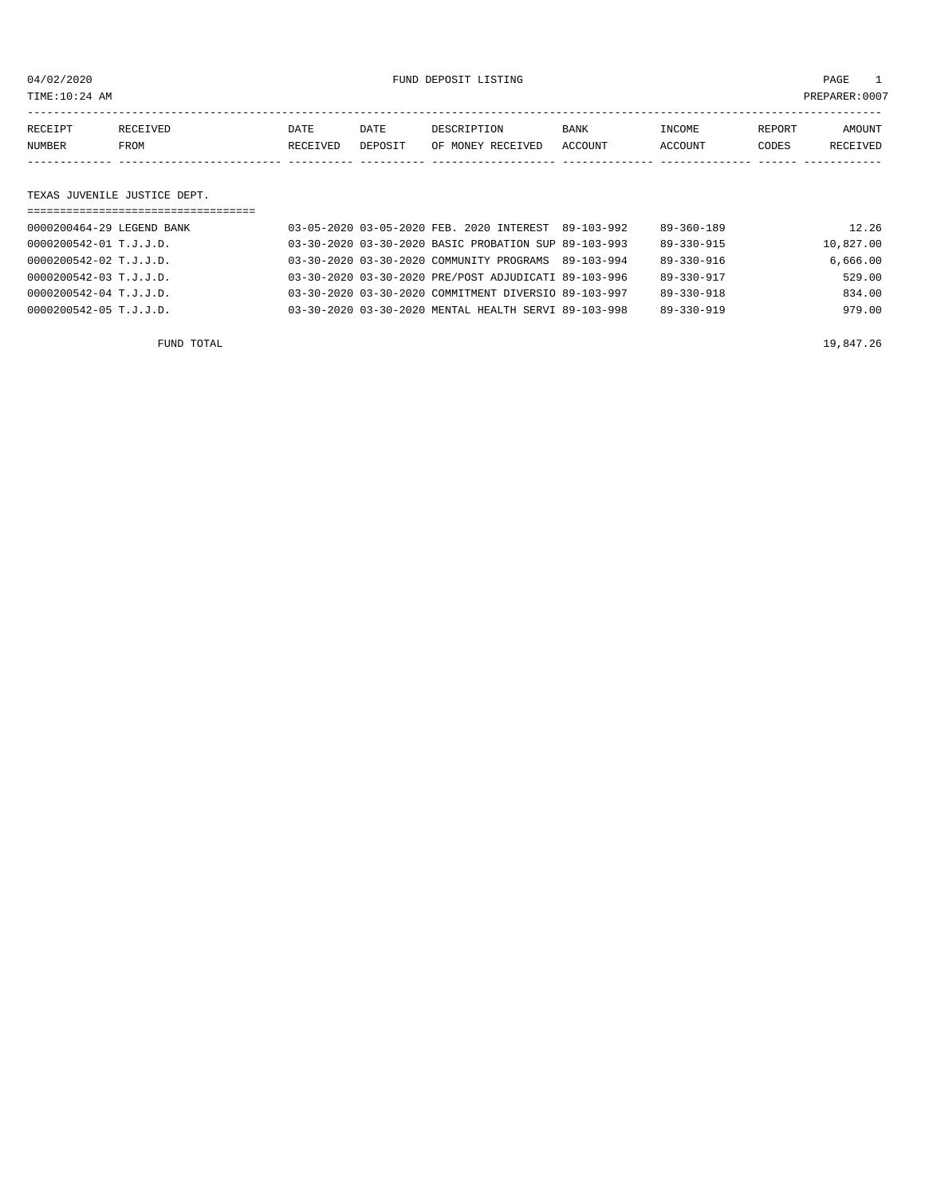04/02/2020 FUND DEPOSIT LISTING

TIME:10:24 AM PREPARER:0007

| RECEIPT NUMBER | RECEIVED FROM | DATE RECEIVED | DATE DEPOSIT | DESCRIPTION OF MONEY RECEIVED | BANK ACCOUNT | INCOME ACCOUNT | REPORT CODES | AMOUNT RECEIVED |
|---|---|---|---|---|---|---|---|---|

## TEXAS JUVENILE JUSTICE DEPT.

| RECEIPT NUMBER | RECEIVED FROM | DATE RECEIVED | DATE DEPOSIT | DESCRIPTION OF MONEY RECEIVED | BANK ACCOUNT | INCOME ACCOUNT | REPORT CODES | AMOUNT RECEIVED |
|---|---|---|---|---|---|---|---|---|
| 0000200464-29 | LEGEND BANK | 03-05-2020 | 03-05-2020 | FEB. 2020 INTEREST | 89-103-992 | 89-360-189 | | 12.26 |
| 0000200542-01 | T.J.J.D. | 03-30-2020 | 03-30-2020 | BASIC PROBATION SUP | 89-103-993 | 89-330-915 | | 10,827.00 |
| 0000200542-02 | T.J.J.D. | 03-30-2020 | 03-30-2020 | COMMUNITY PROGRAMS | 89-103-994 | 89-330-916 | | 6,666.00 |
| 0000200542-03 | T.J.J.D. | 03-30-2020 | 03-30-2020 | PRE/POST ADJUDICATI | 89-103-996 | 89-330-917 | | 529.00 |
| 0000200542-04 | T.J.J.D. | 03-30-2020 | 03-30-2020 | COMMITMENT DIVERSIO | 89-103-997 | 89-330-918 | | 834.00 |
| 0000200542-05 | T.J.J.D. | 03-30-2020 | 03-30-2020 | MENTAL HEALTH SERVI | 89-103-998 | 89-330-919 | | 979.00 |

FUND TOTAL 19,847.26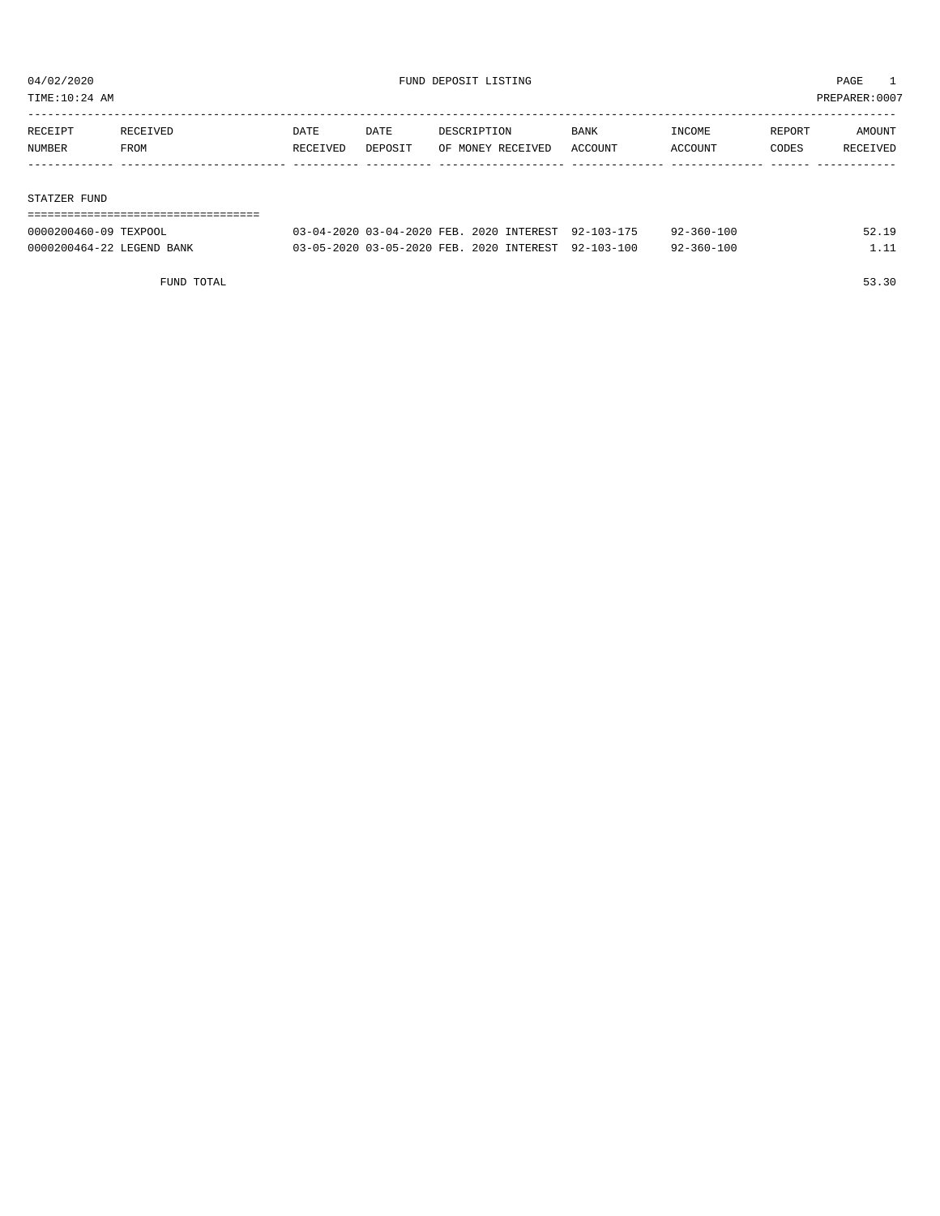04/02/2020 FUND DEPOSIT LISTING

TIME:10:24 AM PREPARER:0007

| RECEIPT NUMBER | RECEIVED FROM | DATE RECEIVED | DATE DEPOSIT | DESCRIPTION OF MONEY RECEIVED | BANK ACCOUNT | INCOME ACCOUNT | REPORT CODES | AMOUNT RECEIVED |
|---|---|---|---|---|---|---|---|---|

## STATZER FUND

| RECEIPT NUMBER | RECEIVED FROM | DATE RECEIVED | DATE DEPOSIT | DESCRIPTION OF MONEY RECEIVED | BANK ACCOUNT | INCOME ACCOUNT | REPORT CODES | AMOUNT RECEIVED |
|---|---|---|---|---|---|---|---|---|
| 0000200460-09 | TEXPOOL | 03-04-2020 | 03-04-2020 | FEB. 2020 INTEREST | 92-103-175 | 92-360-100 | | 52.19 |
| 0000200464-22 | LEGEND BANK | 03-05-2020 | 03-05-2020 | FEB. 2020 INTEREST | 92-103-100 | 92-360-100 | | 1.11 |
| | FUND TOTAL | | | | | | | 53.30 |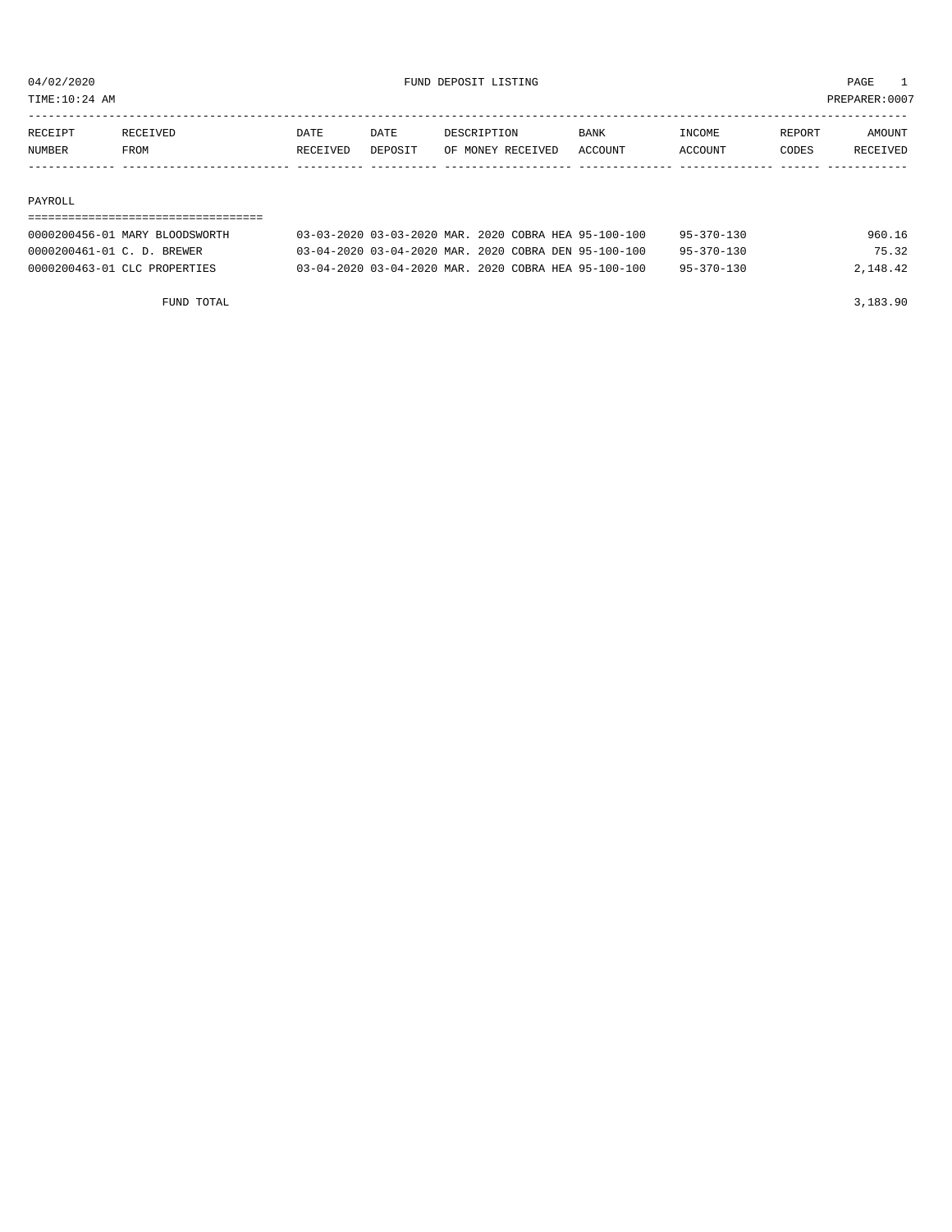04/02/2020 FUND DEPOSIT LISTING

TIME:10:24 AM PREPARER:0007

| RECEIPT NUMBER | RECEIVED FROM | DATE RECEIVED | DATE DEPOSIT | DESCRIPTION OF MONEY RECEIVED | BANK ACCOUNT | INCOME ACCOUNT | REPORT CODES | AMOUNT RECEIVED |
|---|---|---|---|---|---|---|---|---|
| **PAYROLL** | | | | | | | | |
| 0000200456-01 | MARY BLOODSWORTH | 03-03-2020 | 03-03-2020 | MAR. 2020 COBRA HEA | 95-100-100 | 95-370-130 | | 960.16 |
| 0000200461-01 | C. D. BREWER | 03-04-2020 | 03-04-2020 | MAR. 2020 COBRA DEN | 95-100-100 | 95-370-130 | | 75.32 |
| 0000200463-01 | CLC PROPERTIES | 03-04-2020 | 03-04-2020 | MAR. 2020 COBRA HEA | 95-100-100 | 95-370-130 | | 2,148.42 |
| | FUND TOTAL | | | | | | | 3,183.90 |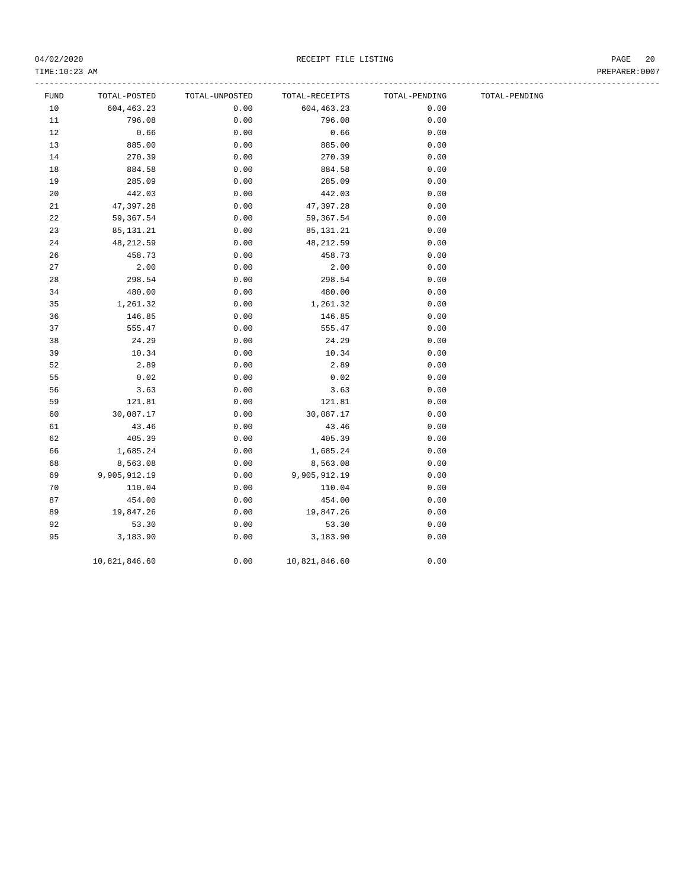04/02/2020 RECEIPT FILE LISTING

TIME:10:23 AM PREPARER:0007

| FUND | TOTAL-POSTED | TOTAL-UNPOSTED | TOTAL-RECEIPTS | TOTAL-PENDING | TOTAL-PENDING |
|---|---|---|---|---|---|
| 10 | 604,463.23 | 0.00 | 604,463.23 | 0.00 | |
| 11 | 796.08 | 0.00 | 796.08 | 0.00 | |
| 12 | 0.66 | 0.00 | 0.66 | 0.00 | |
| 13 | 885.00 | 0.00 | 885.00 | 0.00 | |
| 14 | 270.39 | 0.00 | 270.39 | 0.00 | |
| 18 | 884.58 | 0.00 | 884.58 | 0.00 | |
| 19 | 285.09 | 0.00 | 285.09 | 0.00 | |
| 20 | 442.03 | 0.00 | 442.03 | 0.00 | |
| 21 | 47,397.28 | 0.00 | 47,397.28 | 0.00 | |
| 22 | 59,367.54 | 0.00 | 59,367.54 | 0.00 | |
| 23 | 85,131.21 | 0.00 | 85,131.21 | 0.00 | |
| 24 | 48,212.59 | 0.00 | 48,212.59 | 0.00 | |
| 26 | 458.73 | 0.00 | 458.73 | 0.00 | |
| 27 | 2.00 | 0.00 | 2.00 | 0.00 | |
| 28 | 298.54 | 0.00 | 298.54 | 0.00 | |
| 34 | 480.00 | 0.00 | 480.00 | 0.00 | |
| 35 | 1,261.32 | 0.00 | 1,261.32 | 0.00 | |
| 36 | 146.85 | 0.00 | 146.85 | 0.00 | |
| 37 | 555.47 | 0.00 | 555.47 | 0.00 | |
| 38 | 24.29 | 0.00 | 24.29 | 0.00 | |
| 39 | 10.34 | 0.00 | 10.34 | 0.00 | |
| 52 | 2.89 | 0.00 | 2.89 | 0.00 | |
| 55 | 0.02 | 0.00 | 0.02 | 0.00 | |
| 56 | 3.63 | 0.00 | 3.63 | 0.00 | |
| 59 | 121.81 | 0.00 | 121.81 | 0.00 | |
| 60 | 30,087.17 | 0.00 | 30,087.17 | 0.00 | |
| 61 | 43.46 | 0.00 | 43.46 | 0.00 | |
| 62 | 405.39 | 0.00 | 405.39 | 0.00 | |
| 66 | 1,685.24 | 0.00 | 1,685.24 | 0.00 | |
| 68 | 8,563.08 | 0.00 | 8,563.08 | 0.00 | |
| 69 | 9,905,912.19 | 0.00 | 9,905,912.19 | 0.00 | |
| 70 | 110.04 | 0.00 | 110.04 | 0.00 | |
| 87 | 454.00 | 0.00 | 454.00 | 0.00 | |
| 89 | 19,847.26 | 0.00 | 19,847.26 | 0.00 | |
| 92 | 53.30 | 0.00 | 53.30 | 0.00 | |
| 95 | 3,183.90 | 0.00 | 3,183.90 | 0.00 | |
| | 10,821,846.60 | 0.00 | 10,821,846.60 | 0.00 | |